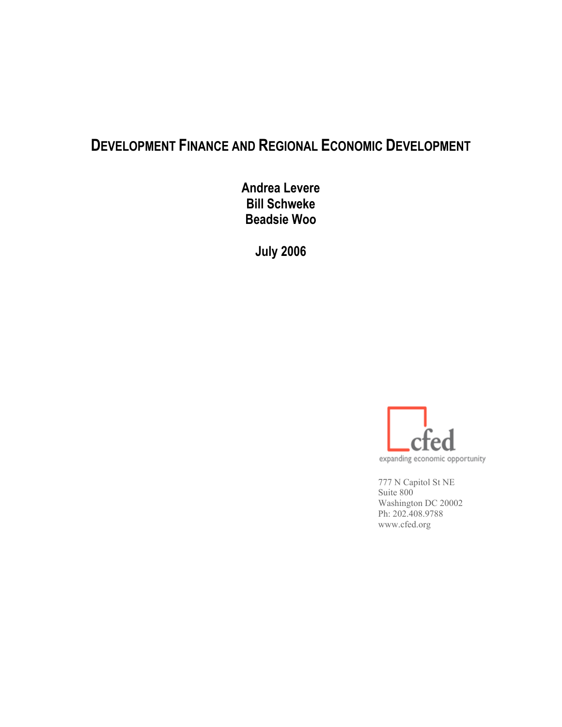# DEVELOPMENT FINANCE AND REGIONAL ECONOMIC DEVELOPMENT

**Andrea Levere**
**Bill Schweke**
**Beadsie Woo**

**July 2006**

cfed
expanding economic opportunity

777 N Capitol St NE
Suite 800
Washington DC 20002
Ph: 202.408.9788
www.cfed.org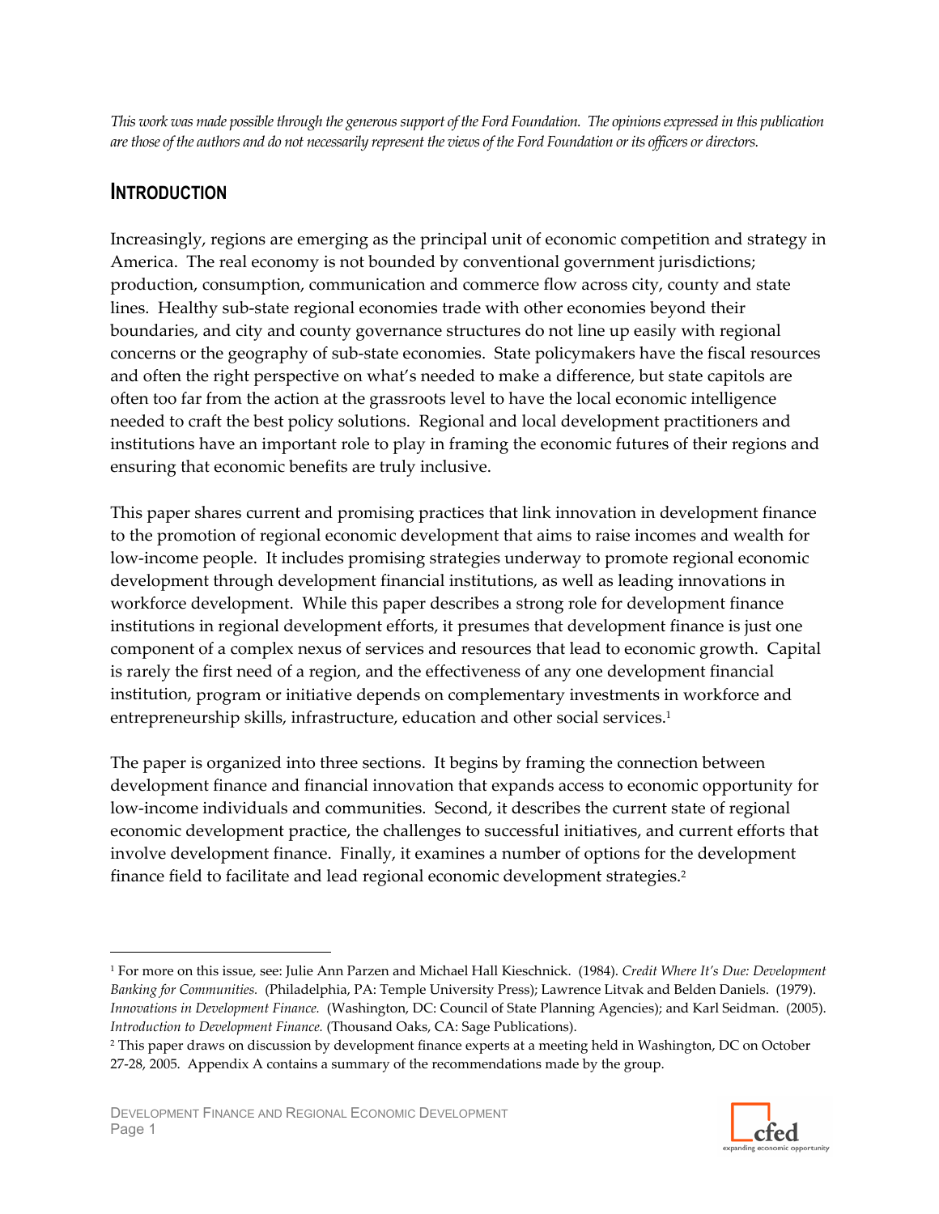*This work was made possible through the generous support of the Ford Foundation. The opinions expressed in this publication are those of the authors and do not necessarily represent the views of the Ford Foundation or its officers or directors.*

## INTRODUCTION

Increasingly, regions are emerging as the principal unit of economic competition and strategy in America. The real economy is not bounded by conventional government jurisdictions; production, consumption, communication and commerce flow across city, county and state lines. Healthy sub-state regional economies trade with other economies beyond their boundaries, and city and county governance structures do not line up easily with regional concerns or the geography of sub-state economies. State policymakers have the fiscal resources and often the right perspective on what's needed to make a difference, but state capitols are often too far from the action at the grassroots level to have the local economic intelligence needed to craft the best policy solutions. Regional and local development practitioners and institutions have an important role to play in framing the economic futures of their regions and ensuring that economic benefits are truly inclusive.

This paper shares current and promising practices that link innovation in development finance to the promotion of regional economic development that aims to raise incomes and wealth for low-income people. It includes promising strategies underway to promote regional economic development through development financial institutions, as well as leading innovations in workforce development. While this paper describes a strong role for development finance institutions in regional development efforts, it presumes that development finance is just one component of a complex nexus of services and resources that lead to economic growth. Capital is rarely the first need of a region, and the effectiveness of any one development financial institution, program or initiative depends on complementary investments in workforce and entrepreneurship skills, infrastructure, education and other social services.[1]

The paper is organized into three sections. It begins by framing the connection between development finance and financial innovation that expands access to economic opportunity for low-income individuals and communities. Second, it describes the current state of regional economic development practice, the challenges to successful initiatives, and current efforts that involve development finance. Finally, it examines a number of options for the development finance field to facilitate and lead regional economic development strategies.[2]

---

[1] For more on this issue, see: Julie Ann Parzen and Michael Hall Kieschnick. (1984). *Credit Where It's Due: Development Banking for Communities.* (Philadelphia, PA: Temple University Press); Lawrence Litvak and Belden Daniels. (1979). *Innovations in Development Finance.* (Washington, DC: Council of State Planning Agencies); and Karl Seidman. (2005). *Introduction to Development Finance.* (Thousand Oaks, CA: Sage Publications).

[2] This paper draws on discussion by development finance experts at a meeting held in Washington, DC on October 27-28, 2005. Appendix A contains a summary of the recommendations made by the group.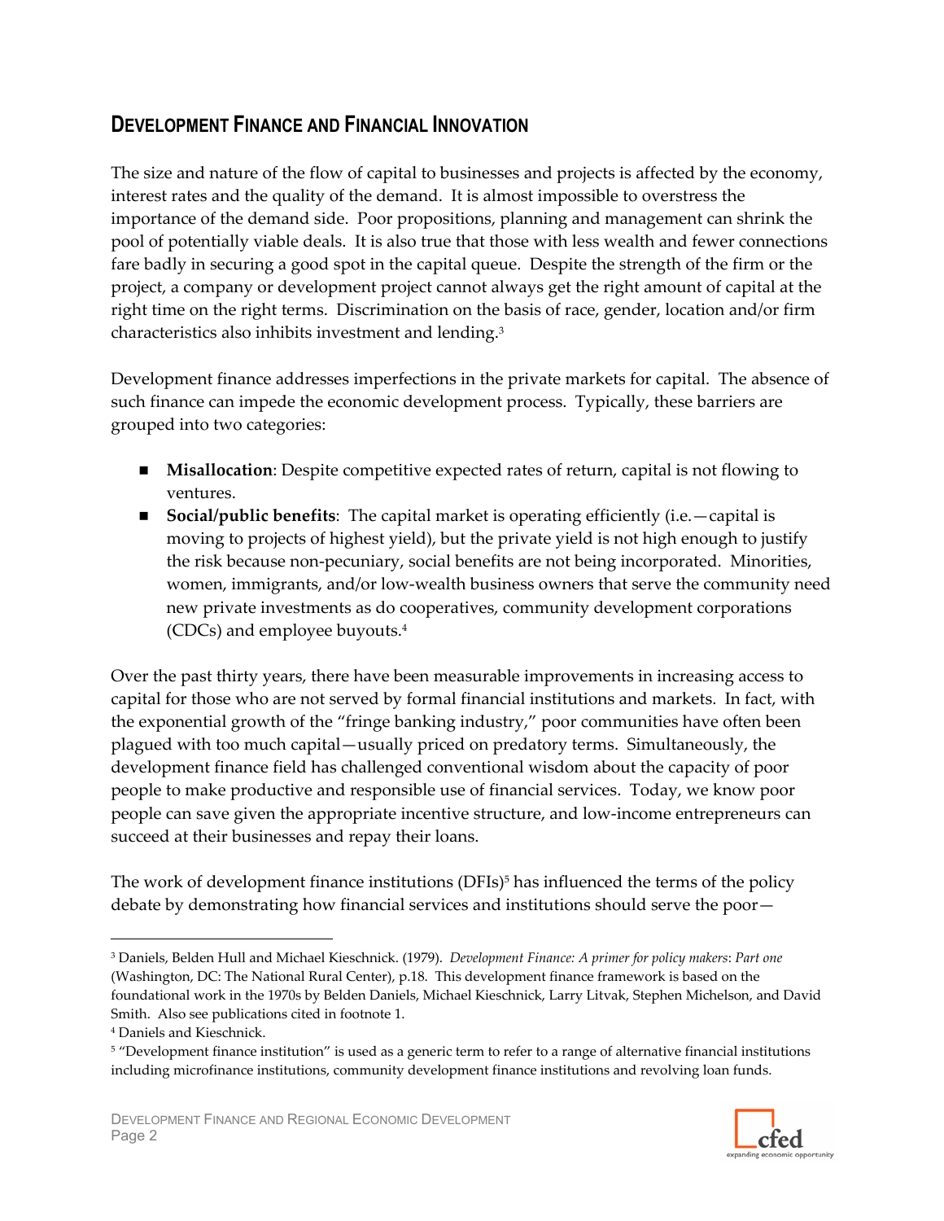## DEVELOPMENT FINANCE AND FINANCIAL INNOVATION

The size and nature of the flow of capital to businesses and projects is affected by the economy, interest rates and the quality of the demand. It is almost impossible to overstress the importance of the demand side. Poor propositions, planning and management can shrink the pool of potentially viable deals. It is also true that those with less wealth and fewer connections fare badly in securing a good spot in the capital queue. Despite the strength of the firm or the project, a company or development project cannot always get the right amount of capital at the right time on the right terms. Discrimination on the basis of race, gender, location and/or firm characteristics also inhibits investment and lending.[3]

Development finance addresses imperfections in the private markets for capital. The absence of such finance can impede the economic development process. Typically, these barriers are grouped into two categories:

- **Misallocation**: Despite competitive expected rates of return, capital is not flowing to ventures.
- **Social/public benefits**: The capital market is operating efficiently (i.e.—capital is moving to projects of highest yield), but the private yield is not high enough to justify the risk because non-pecuniary, social benefits are not being incorporated. Minorities, women, immigrants, and/or low-wealth business owners that serve the community need new private investments as do cooperatives, community development corporations (CDCs) and employee buyouts.[4]

Over the past thirty years, there have been measurable improvements in increasing access to capital for those who are not served by formal financial institutions and markets. In fact, with the exponential growth of the "fringe banking industry," poor communities have often been plagued with too much capital—usually priced on predatory terms. Simultaneously, the development finance field has challenged conventional wisdom about the capacity of poor people to make productive and responsible use of financial services. Today, we know poor people can save given the appropriate incentive structure, and low-income entrepreneurs can succeed at their businesses and repay their loans.

The work of development finance institutions (DFIs)[5] has influenced the terms of the policy debate by demonstrating how financial services and institutions should serve the poor—

---

[3] Daniels, Belden Hull and Michael Kieschnick. (1979). *Development Finance: A primer for policy makers*: *Part one* (Washington, DC: The National Rural Center), p.18. This development finance framework is based on the foundational work in the 1970s by Belden Daniels, Michael Kieschnick, Larry Litvak, Stephen Michelson, and David Smith. Also see publications cited in footnote 1.

[4] Daniels and Kieschnick.

[5] "Development finance institution" is used as a generic term to refer to a range of alternative financial institutions including microfinance institutions, community development finance institutions and revolving loan funds.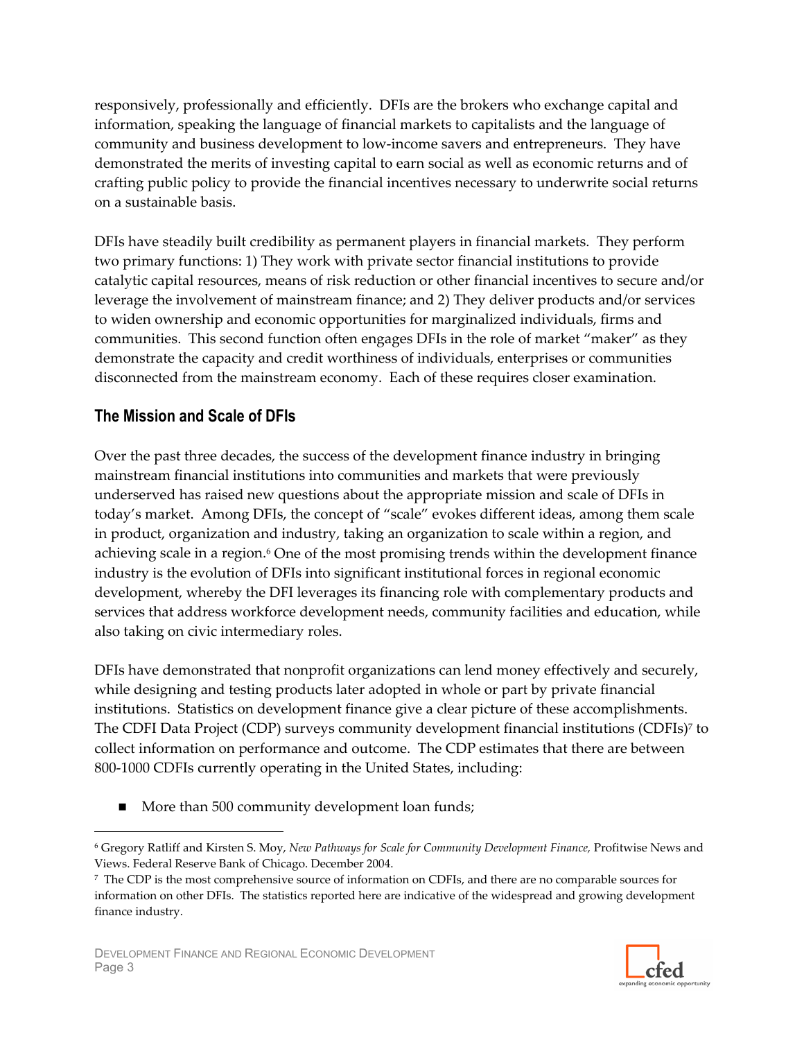responsively, professionally and efficiently. DFIs are the brokers who exchange capital and information, speaking the language of financial markets to capitalists and the language of community and business development to low-income savers and entrepreneurs. They have demonstrated the merits of investing capital to earn social as well as economic returns and of crafting public policy to provide the financial incentives necessary to underwrite social returns on a sustainable basis.

DFIs have steadily built credibility as permanent players in financial markets. They perform two primary functions: 1) They work with private sector financial institutions to provide catalytic capital resources, means of risk reduction or other financial incentives to secure and/or leverage the involvement of mainstream finance; and 2) They deliver products and/or services to widen ownership and economic opportunities for marginalized individuals, firms and communities. This second function often engages DFIs in the role of market "maker" as they demonstrate the capacity and credit worthiness of individuals, enterprises or communities disconnected from the mainstream economy. Each of these requires closer examination.

## The Mission and Scale of DFIs

Over the past three decades, the success of the development finance industry in bringing mainstream financial institutions into communities and markets that were previously underserved has raised new questions about the appropriate mission and scale of DFIs in today's market. Among DFIs, the concept of "scale" evokes different ideas, among them scale in product, organization and industry, taking an organization to scale within a region, and achieving scale in a region.[6] One of the most promising trends within the development finance industry is the evolution of DFIs into significant institutional forces in regional economic development, whereby the DFI leverages its financing role with complementary products and services that address workforce development needs, community facilities and education, while also taking on civic intermediary roles.

DFIs have demonstrated that nonprofit organizations can lend money effectively and securely, while designing and testing products later adopted in whole or part by private financial institutions. Statistics on development finance give a clear picture of these accomplishments. The CDFI Data Project (CDP) surveys community development financial institutions (CDFIs)[7] to collect information on performance and outcome. The CDP estimates that there are between 800-1000 CDFIs currently operating in the United States, including:

- More than 500 community development loan funds;

---

[6] Gregory Ratliff and Kirsten S. Moy, *New Pathways for Scale for Community Development Finance,* Profitwise News and Views. Federal Reserve Bank of Chicago. December 2004.

[7] The CDP is the most comprehensive source of information on CDFIs, and there are no comparable sources for information on other DFIs. The statistics reported here are indicative of the widespread and growing development finance industry.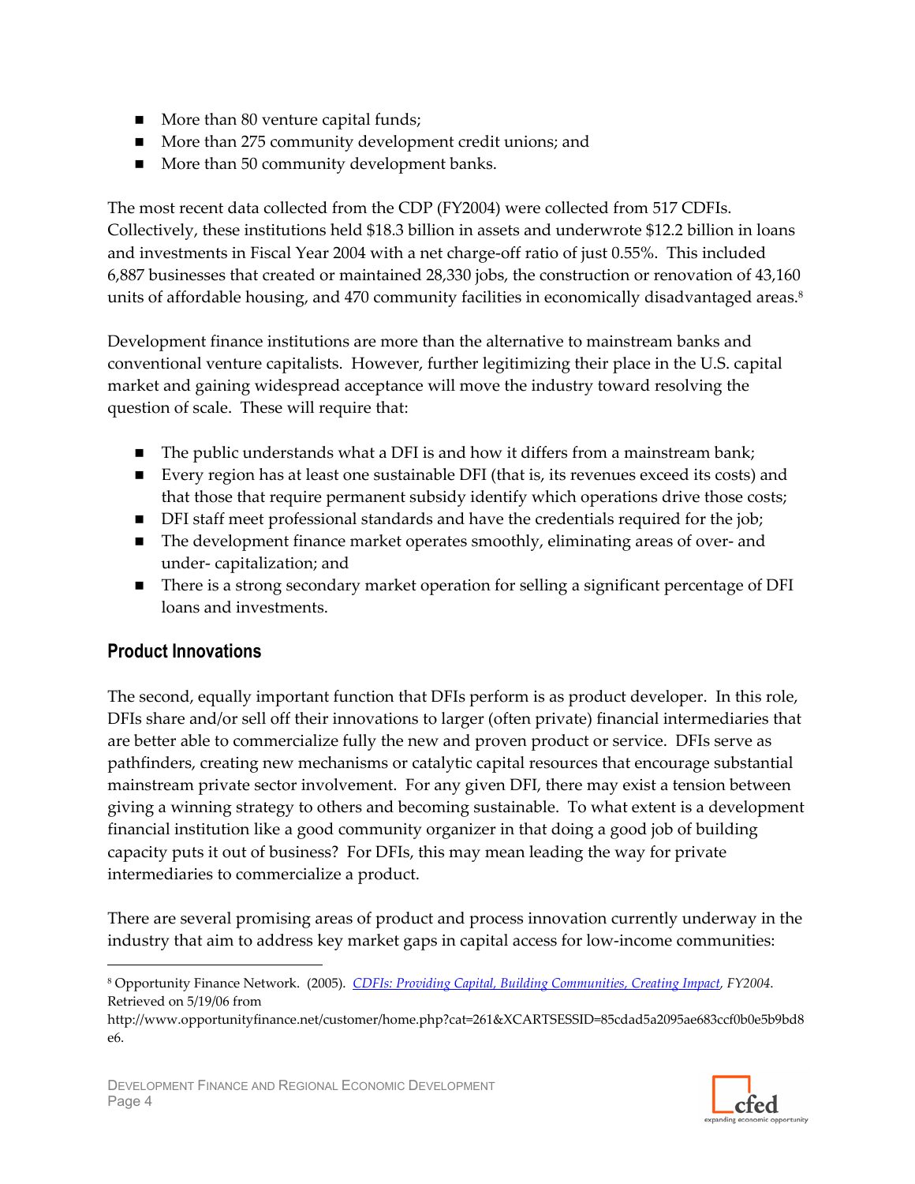- More than 80 venture capital funds;
- More than 275 community development credit unions; and
- More than 50 community development banks.

The most recent data collected from the CDP (FY2004) were collected from 517 CDFIs. Collectively, these institutions held $18.3 billion in assets and underwrote $12.2 billion in loans and investments in Fiscal Year 2004 with a net charge-off ratio of just 0.55%. This included 6,887 businesses that created or maintained 28,330 jobs, the construction or renovation of 43,160 units of affordable housing, and 470 community facilities in economically disadvantaged areas.[8]

Development finance institutions are more than the alternative to mainstream banks and conventional venture capitalists. However, further legitimizing their place in the U.S. capital market and gaining widespread acceptance will move the industry toward resolving the question of scale. These will require that:

- The public understands what a DFI is and how it differs from a mainstream bank;
- Every region has at least one sustainable DFI (that is, its revenues exceed its costs) and that those that require permanent subsidy identify which operations drive those costs;
- DFI staff meet professional standards and have the credentials required for the job;
- The development finance market operates smoothly, eliminating areas of over- and under- capitalization; and
- There is a strong secondary market operation for selling a significant percentage of DFI loans and investments.

## Product Innovations

The second, equally important function that DFIs perform is as product developer. In this role, DFIs share and/or sell off their innovations to larger (often private) financial intermediaries that are better able to commercialize fully the new and proven product or service. DFIs serve as pathfinders, creating new mechanisms or catalytic capital resources that encourage substantial mainstream private sector involvement. For any given DFI, there may exist a tension between giving a winning strategy to others and becoming sustainable. To what extent is a development financial institution like a good community organizer in that doing a good job of building capacity puts it out of business? For DFIs, this may mean leading the way for private intermediaries to commercialize a product.

There are several promising areas of product and process innovation currently underway in the industry that aim to address key market gaps in capital access for low-income communities:

---

[8] Opportunity Finance Network. (2005). *CDFIs: Providing Capital, Building Communities, Creating Impact*, *FY2004*. Retrieved on 5/19/06 from http://www.opportunityfinance.net/customer/home.php?cat=261&XCARTSESSID=85cdad5a2095ae683ccf0b0e5b9bd8e6.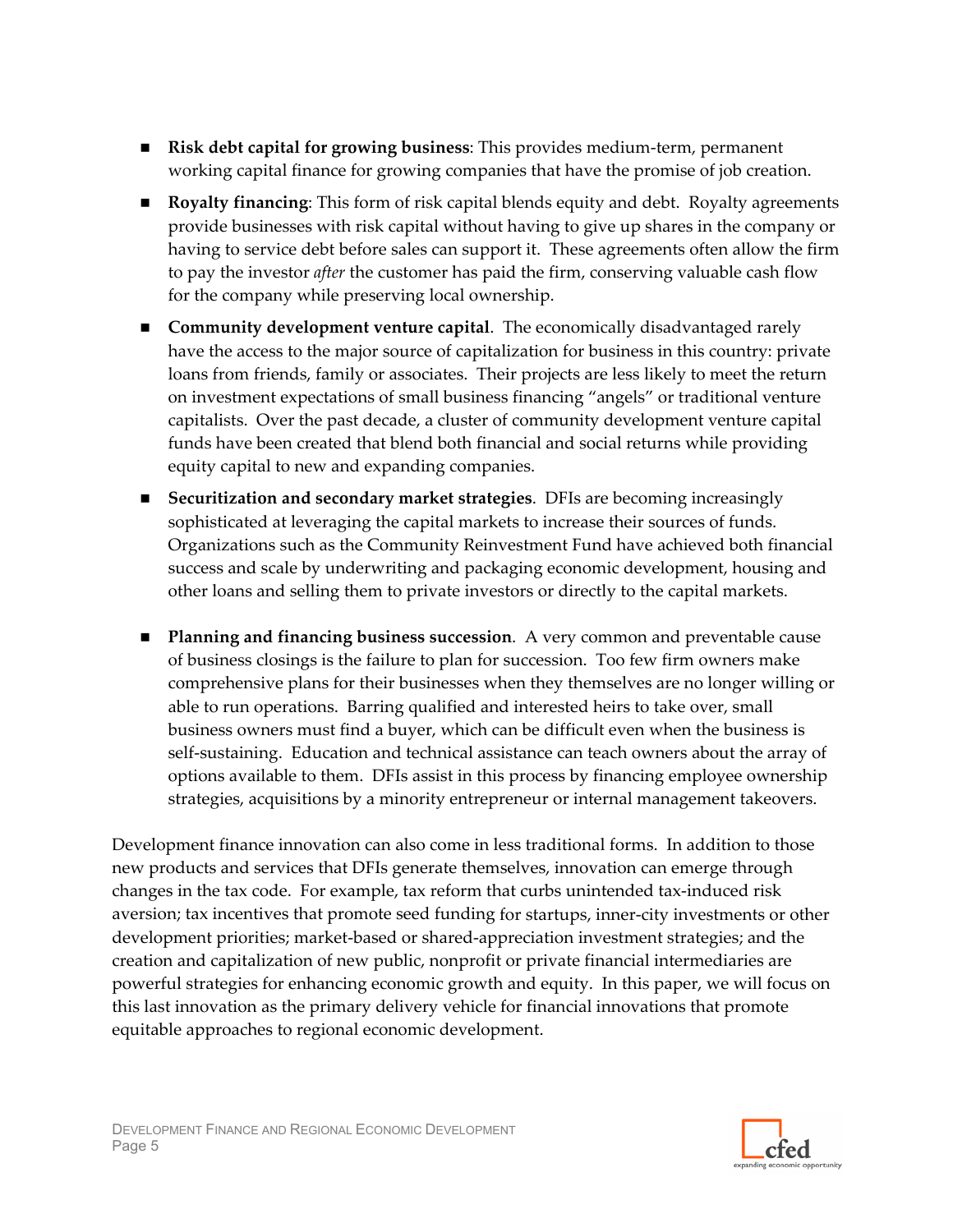- **Risk debt capital for growing business**: This provides medium-term, permanent working capital finance for growing companies that have the promise of job creation.
- **Royalty financing**: This form of risk capital blends equity and debt. Royalty agreements provide businesses with risk capital without having to give up shares in the company or having to service debt before sales can support it. These agreements often allow the firm to pay the investor *after* the customer has paid the firm, conserving valuable cash flow for the company while preserving local ownership.
- **Community development venture capital**. The economically disadvantaged rarely have the access to the major source of capitalization for business in this country: private loans from friends, family or associates. Their projects are less likely to meet the return on investment expectations of small business financing "angels" or traditional venture capitalists. Over the past decade, a cluster of community development venture capital funds have been created that blend both financial and social returns while providing equity capital to new and expanding companies.
- **Securitization and secondary market strategies**. DFIs are becoming increasingly sophisticated at leveraging the capital markets to increase their sources of funds. Organizations such as the Community Reinvestment Fund have achieved both financial success and scale by underwriting and packaging economic development, housing and other loans and selling them to private investors or directly to the capital markets.
- **Planning and financing business succession**. A very common and preventable cause of business closings is the failure to plan for succession. Too few firm owners make comprehensive plans for their businesses when they themselves are no longer willing or able to run operations. Barring qualified and interested heirs to take over, small business owners must find a buyer, which can be difficult even when the business is self-sustaining. Education and technical assistance can teach owners about the array of options available to them. DFIs assist in this process by financing employee ownership strategies, acquisitions by a minority entrepreneur or internal management takeovers.

Development finance innovation can also come in less traditional forms. In addition to those new products and services that DFIs generate themselves, innovation can emerge through changes in the tax code. For example, tax reform that curbs unintended tax-induced risk aversion; tax incentives that promote seed funding for startups, inner-city investments or other development priorities; market-based or shared-appreciation investment strategies; and the creation and capitalization of new public, nonprofit or private financial intermediaries are powerful strategies for enhancing economic growth and equity. In this paper, we will focus on this last innovation as the primary delivery vehicle for financial innovations that promote equitable approaches to regional economic development.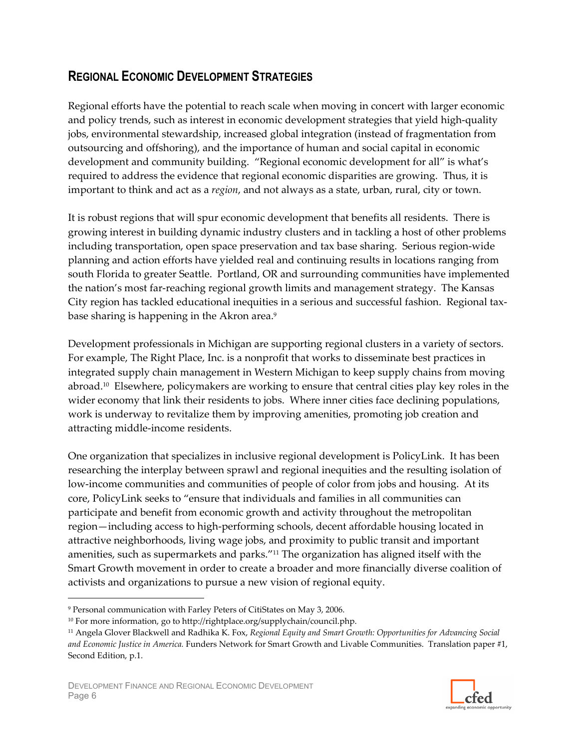## REGIONAL ECONOMIC DEVELOPMENT STRATEGIES

Regional efforts have the potential to reach scale when moving in concert with larger economic and policy trends, such as interest in economic development strategies that yield high-quality jobs, environmental stewardship, increased global integration (instead of fragmentation from outsourcing and offshoring), and the importance of human and social capital in economic development and community building. "Regional economic development for all" is what's required to address the evidence that regional economic disparities are growing. Thus, it is important to think and act as a *region*, and not always as a state, urban, rural, city or town.

It is robust regions that will spur economic development that benefits all residents. There is growing interest in building dynamic industry clusters and in tackling a host of other problems including transportation, open space preservation and tax base sharing. Serious region-wide planning and action efforts have yielded real and continuing results in locations ranging from south Florida to greater Seattle. Portland, OR and surrounding communities have implemented the nation's most far-reaching regional growth limits and management strategy. The Kansas City region has tackled educational inequities in a serious and successful fashion. Regional tax-base sharing is happening in the Akron area.[9]

Development professionals in Michigan are supporting regional clusters in a variety of sectors. For example, The Right Place, Inc. is a nonprofit that works to disseminate best practices in integrated supply chain management in Western Michigan to keep supply chains from moving abroad.[10] Elsewhere, policymakers are working to ensure that central cities play key roles in the wider economy that link their residents to jobs. Where inner cities face declining populations, work is underway to revitalize them by improving amenities, promoting job creation and attracting middle-income residents.

One organization that specializes in inclusive regional development is PolicyLink. It has been researching the interplay between sprawl and regional inequities and the resulting isolation of low-income communities and communities of people of color from jobs and housing. At its core, PolicyLink seeks to "ensure that individuals and families in all communities can participate and benefit from economic growth and activity throughout the metropolitan region—including access to high-performing schools, decent affordable housing located in attractive neighborhoods, living wage jobs, and proximity to public transit and important amenities, such as supermarkets and parks."[11] The organization has aligned itself with the Smart Growth movement in order to create a broader and more financially diverse coalition of activists and organizations to pursue a new vision of regional equity.

---

[9] Personal communication with Farley Peters of CitiStates on May 3, 2006.

[10] For more information, go to http://rightplace.org/supplychain/council.php.

[11] Angela Glover Blackwell and Radhika K. Fox, *Regional Equity and Smart Growth: Opportunities for Advancing Social and Economic Justice in America.* Funders Network for Smart Growth and Livable Communities. Translation paper #1, Second Edition, p.1.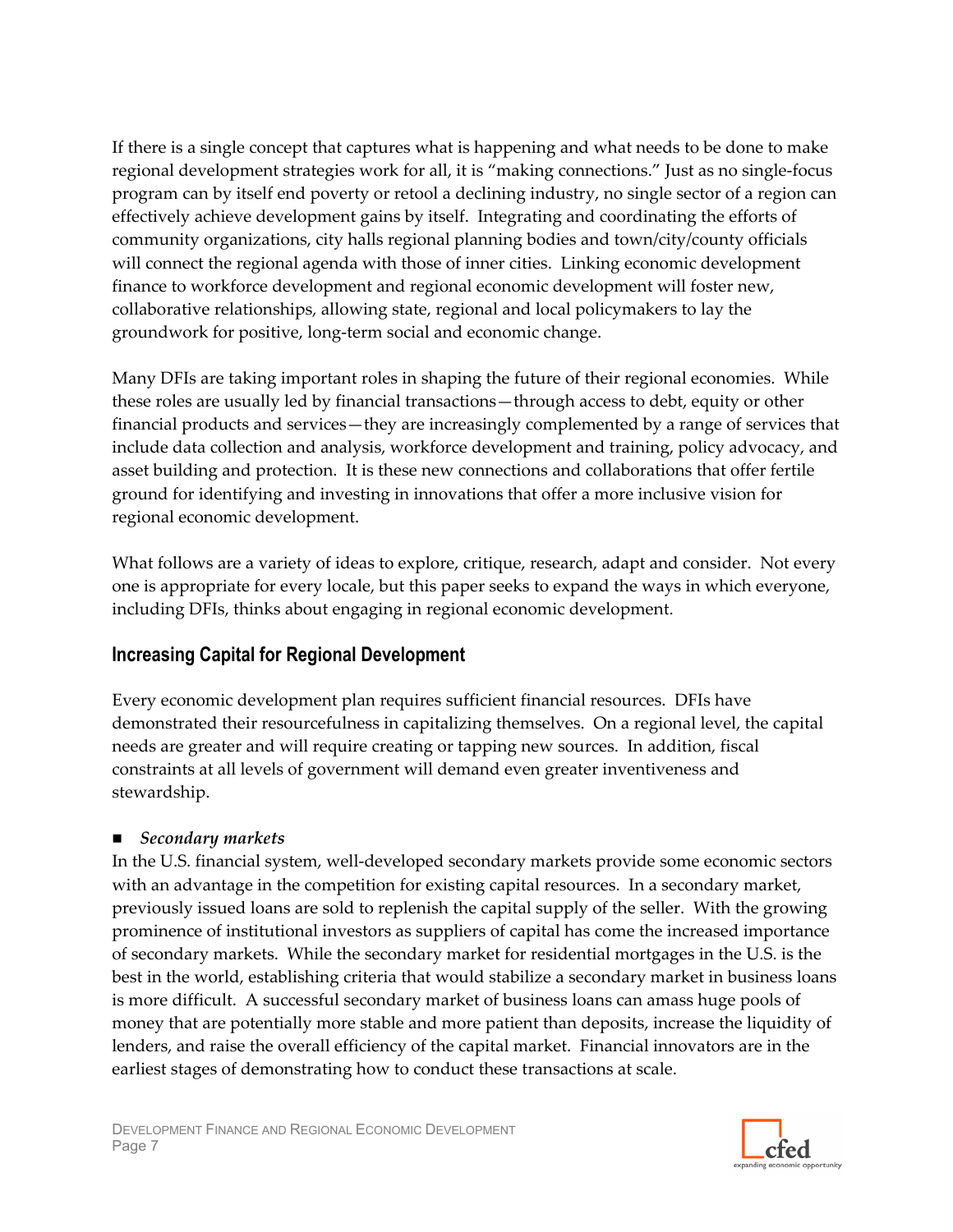If there is a single concept that captures what is happening and what needs to be done to make regional development strategies work for all, it is "making connections." Just as no single-focus program can by itself end poverty or retool a declining industry, no single sector of a region can effectively achieve development gains by itself. Integrating and coordinating the efforts of community organizations, city halls regional planning bodies and town/city/county officials will connect the regional agenda with those of inner cities. Linking economic development finance to workforce development and regional economic development will foster new, collaborative relationships, allowing state, regional and local policymakers to lay the groundwork for positive, long-term social and economic change.

Many DFIs are taking important roles in shaping the future of their regional economies. While these roles are usually led by financial transactions—through access to debt, equity or other financial products and services—they are increasingly complemented by a range of services that include data collection and analysis, workforce development and training, policy advocacy, and asset building and protection. It is these new connections and collaborations that offer fertile ground for identifying and investing in innovations that offer a more inclusive vision for regional economic development.

What follows are a variety of ideas to explore, critique, research, adapt and consider. Not every one is appropriate for every locale, but this paper seeks to expand the ways in which everyone, including DFIs, thinks about engaging in regional economic development.

## Increasing Capital for Regional Development

Every economic development plan requires sufficient financial resources. DFIs have demonstrated their resourcefulness in capitalizing themselves. On a regional level, the capital needs are greater and will require creating or tapping new sources. In addition, fiscal constraints at all levels of government will demand even greater inventiveness and stewardship.

- ***Secondary markets***

In the U.S. financial system, well-developed secondary markets provide some economic sectors with an advantage in the competition for existing capital resources. In a secondary market, previously issued loans are sold to replenish the capital supply of the seller. With the growing prominence of institutional investors as suppliers of capital has come the increased importance of secondary markets. While the secondary market for residential mortgages in the U.S. is the best in the world, establishing criteria that would stabilize a secondary market in business loans is more difficult. A successful secondary market of business loans can amass huge pools of money that are potentially more stable and more patient than deposits, increase the liquidity of lenders, and raise the overall efficiency of the capital market. Financial innovators are in the earliest stages of demonstrating how to conduct these transactions at scale.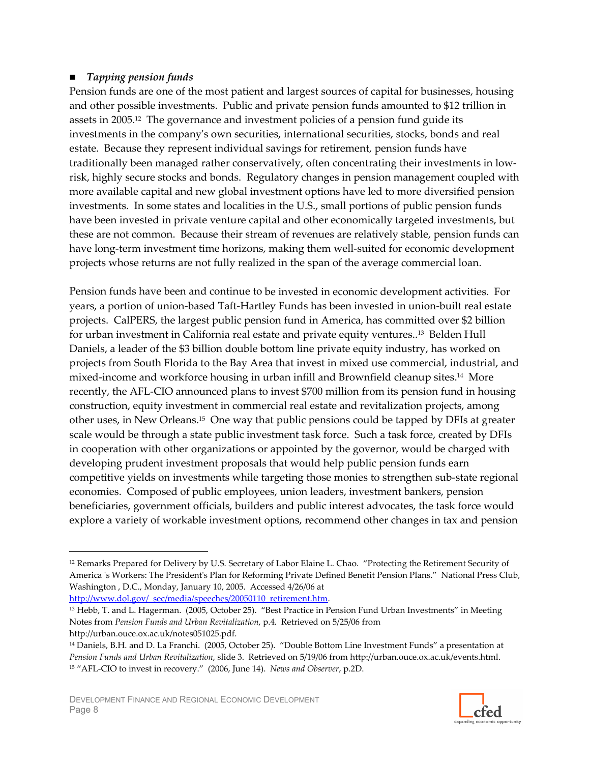- ***Tapping pension funds***

Pension funds are one of the most patient and largest sources of capital for businesses, housing and other possible investments. Public and private pension funds amounted to $12 trillion in assets in 2005.[12] The governance and investment policies of a pension fund guide its investments in the company's own securities, international securities, stocks, bonds and real estate. Because they represent individual savings for retirement, pension funds have traditionally been managed rather conservatively, often concentrating their investments in low-risk, highly secure stocks and bonds. Regulatory changes in pension management coupled with more available capital and new global investment options have led to more diversified pension investments. In some states and localities in the U.S., small portions of public pension funds have been invested in private venture capital and other economically targeted investments, but these are not common. Because their stream of revenues are relatively stable, pension funds can have long-term investment time horizons, making them well-suited for economic development projects whose returns are not fully realized in the span of the average commercial loan.

Pension funds have been and continue to be invested in economic development activities. For years, a portion of union-based Taft-Hartley Funds has been invested in union-built real estate projects. CalPERS, the largest public pension fund in America, has committed over $2 billion for urban investment in California real estate and private equity ventures..[13] Belden Hull Daniels, a leader of the $3 billion double bottom line private equity industry, has worked on projects from South Florida to the Bay Area that invest in mixed use commercial, industrial, and mixed-income and workforce housing in urban infill and Brownfield cleanup sites.[14] More recently, the AFL-CIO announced plans to invest $700 million from its pension fund in housing construction, equity investment in commercial real estate and revitalization projects, among other uses, in New Orleans.[15] One way that public pensions could be tapped by DFIs at greater scale would be through a state public investment task force. Such a task force, created by DFIs in cooperation with other organizations or appointed by the governor, would be charged with developing prudent investment proposals that would help public pension funds earn competitive yields on investments while targeting those monies to strengthen sub-state regional economies. Composed of public employees, union leaders, investment bankers, pension beneficiaries, government officials, builders and public interest advocates, the task force would explore a variety of workable investment options, recommend other changes in tax and pension

---

[12] Remarks Prepared for Delivery by U.S. Secretary of Labor Elaine L. Chao. "Protecting the Retirement Security of America 's Workers: The President's Plan for Reforming Private Defined Benefit Pension Plans." National Press Club, Washington , D.C., Monday, January 10, 2005. Accessed 4/26/06 at http://www.dol.gov/_sec/media/speeches/20050110_retirement.htm.

[13] Hebb, T. and L. Hagerman. (2005, October 25). "Best Practice in Pension Fund Urban Investments" in Meeting Notes from *Pension Funds and Urban Revitalization*, p.4. Retrieved on 5/25/06 from http://urban.ouce.ox.ac.uk/notes051025.pdf.

[14] Daniels, B.H. and D. La Franchi. (2005, October 25). "Double Bottom Line Investment Funds" a presentation at *Pension Funds and Urban Revitalization*, slide 3. Retrieved on 5/19/06 from http://urban.ouce.ox.ac.uk/events.html.

[15] "AFL-CIO to invest in recovery." (2006, June 14). *News and Observer*, p.2D.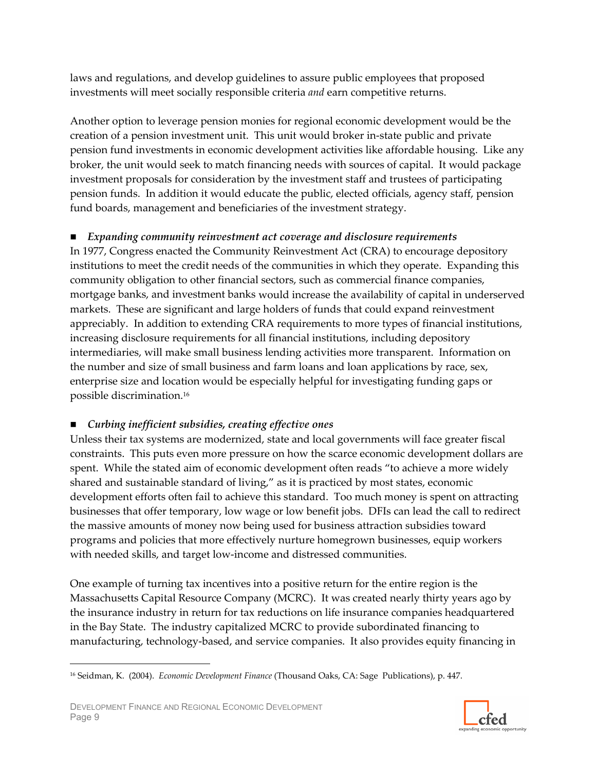laws and regulations, and develop guidelines to assure public employees that proposed investments will meet socially responsible criteria *and* earn competitive returns.

Another option to leverage pension monies for regional economic development would be the creation of a pension investment unit. This unit would broker in-state public and private pension fund investments in economic development activities like affordable housing. Like any broker, the unit would seek to match financing needs with sources of capital. It would package investment proposals for consideration by the investment staff and trustees of participating pension funds. In addition it would educate the public, elected officials, agency staff, pension fund boards, management and beneficiaries of the investment strategy.

- ***Expanding community reinvestment act coverage and disclosure requirements***

In 1977, Congress enacted the Community Reinvestment Act (CRA) to encourage depository institutions to meet the credit needs of the communities in which they operate. Expanding this community obligation to other financial sectors, such as commercial finance companies, mortgage banks, and investment banks would increase the availability of capital in underserved markets. These are significant and large holders of funds that could expand reinvestment appreciably. In addition to extending CRA requirements to more types of financial institutions, increasing disclosure requirements for all financial institutions, including depository intermediaries, will make small business lending activities more transparent. Information on the number and size of small business and farm loans and loan applications by race, sex, enterprise size and location would be especially helpful for investigating funding gaps or possible discrimination.[16]

- ***Curbing inefficient subsidies, creating effective ones***

Unless their tax systems are modernized, state and local governments will face greater fiscal constraints. This puts even more pressure on how the scarce economic development dollars are spent. While the stated aim of economic development often reads "to achieve a more widely shared and sustainable standard of living," as it is practiced by most states, economic development efforts often fail to achieve this standard. Too much money is spent on attracting businesses that offer temporary, low wage or low benefit jobs. DFIs can lead the call to redirect the massive amounts of money now being used for business attraction subsidies toward programs and policies that more effectively nurture homegrown businesses, equip workers with needed skills, and target low-income and distressed communities.

One example of turning tax incentives into a positive return for the entire region is the Massachusetts Capital Resource Company (MCRC). It was created nearly thirty years ago by the insurance industry in return for tax reductions on life insurance companies headquartered in the Bay State. The industry capitalized MCRC to provide subordinated financing to manufacturing, technology-based, and service companies. It also provides equity financing in

---

[16] Seidman, K. (2004). *Economic Development Finance* (Thousand Oaks, CA: Sage Publications), p. 447.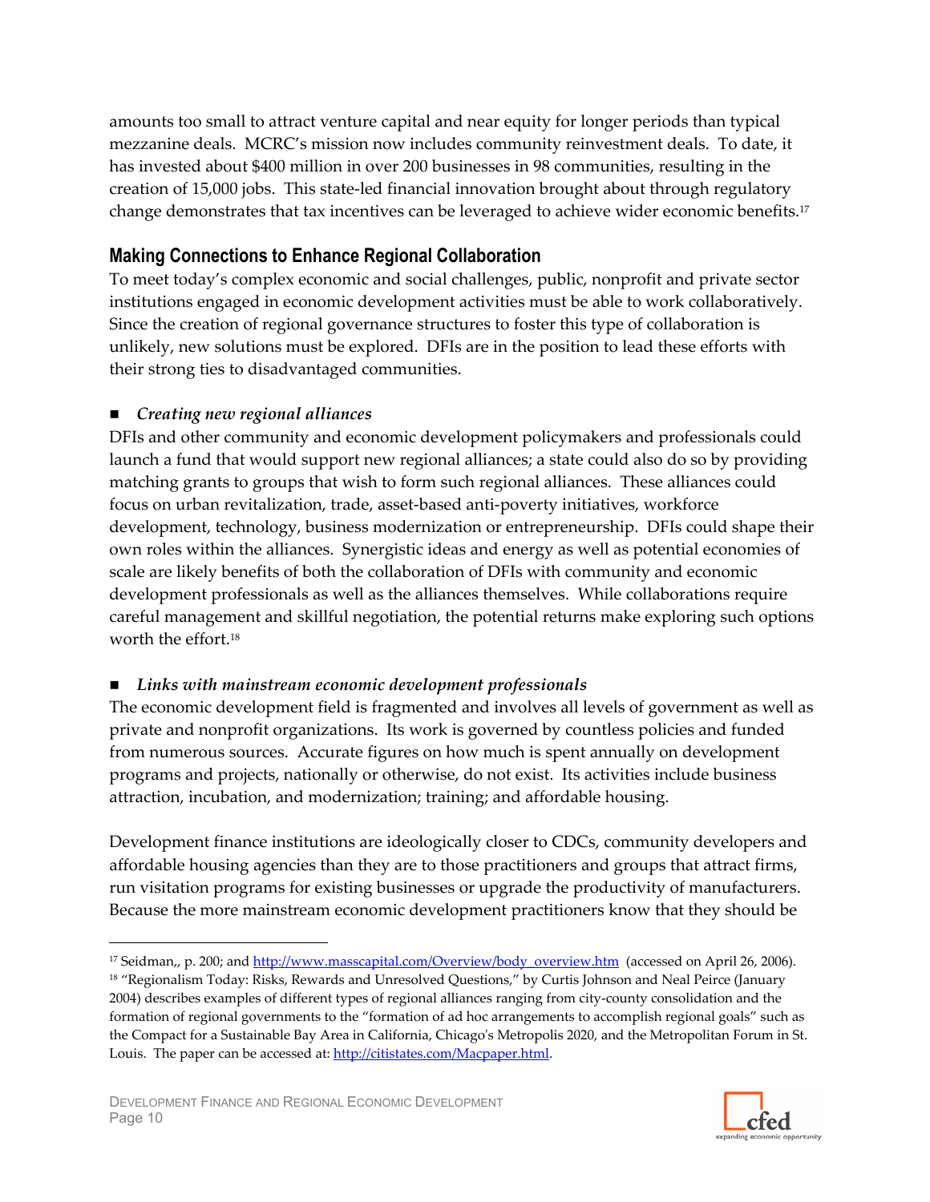amounts too small to attract venture capital and near equity for longer periods than typical mezzanine deals. MCRC's mission now includes community reinvestment deals. To date, it has invested about $400 million in over 200 businesses in 98 communities, resulting in the creation of 15,000 jobs. This state-led financial innovation brought about through regulatory change demonstrates that tax incentives can be leveraged to achieve wider economic benefits.[17]

## Making Connections to Enhance Regional Collaboration

To meet today's complex economic and social challenges, public, nonprofit and private sector institutions engaged in economic development activities must be able to work collaboratively. Since the creation of regional governance structures to foster this type of collaboration is unlikely, new solutions must be explored. DFIs are in the position to lead these efforts with their strong ties to disadvantaged communities.

- ***Creating new regional alliances***

DFIs and other community and economic development policymakers and professionals could launch a fund that would support new regional alliances; a state could also do so by providing matching grants to groups that wish to form such regional alliances. These alliances could focus on urban revitalization, trade, asset-based anti-poverty initiatives, workforce development, technology, business modernization or entrepreneurship. DFIs could shape their own roles within the alliances. Synergistic ideas and energy as well as potential economies of scale are likely benefits of both the collaboration of DFIs with community and economic development professionals as well as the alliances themselves. While collaborations require careful management and skillful negotiation, the potential returns make exploring such options worth the effort.[18]

- ***Links with mainstream economic development professionals***

The economic development field is fragmented and involves all levels of government as well as private and nonprofit organizations. Its work is governed by countless policies and funded from numerous sources. Accurate figures on how much is spent annually on development programs and projects, nationally or otherwise, do not exist. Its activities include business attraction, incubation, and modernization; training; and affordable housing.

Development finance institutions are ideologically closer to CDCs, community developers and affordable housing agencies than they are to those practitioners and groups that attract firms, run visitation programs for existing businesses or upgrade the productivity of manufacturers. Because the more mainstream economic development practitioners know that they should be

---

[17] Seidman,, p. 200; and http://www.masscapital.com/Overview/body_overview.htm (accessed on April 26, 2006).

[18] "Regionalism Today: Risks, Rewards and Unresolved Questions," by Curtis Johnson and Neal Peirce (January 2004) describes examples of different types of regional alliances ranging from city-county consolidation and the formation of regional governments to the "formation of ad hoc arrangements to accomplish regional goals" such as the Compact for a Sustainable Bay Area in California, Chicago's Metropolis 2020, and the Metropolitan Forum in St. Louis. The paper can be accessed at: http://citistates.com/Macpaper.html.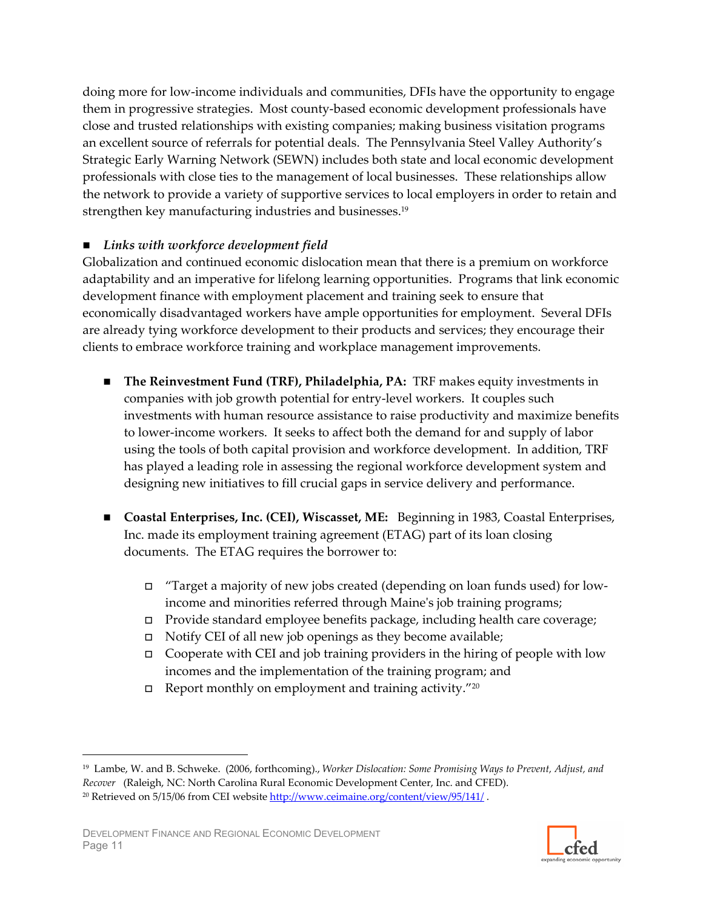doing more for low-income individuals and communities, DFIs have the opportunity to engage them in progressive strategies. Most county-based economic development professionals have close and trusted relationships with existing companies; making business visitation programs an excellent source of referrals for potential deals. The Pennsylvania Steel Valley Authority's Strategic Early Warning Network (SEWN) includes both state and local economic development professionals with close ties to the management of local businesses. These relationships allow the network to provide a variety of supportive services to local employers in order to retain and strengthen key manufacturing industries and businesses.[19]

- ***Links with workforce development field***

Globalization and continued economic dislocation mean that there is a premium on workforce adaptability and an imperative for lifelong learning opportunities. Programs that link economic development finance with employment placement and training seek to ensure that economically disadvantaged workers have ample opportunities for employment. Several DFIs are already tying workforce development to their products and services; they encourage their clients to embrace workforce training and workplace management improvements.

- **The Reinvestment Fund (TRF), Philadelphia, PA:** TRF makes equity investments in companies with job growth potential for entry-level workers. It couples such investments with human resource assistance to raise productivity and maximize benefits to lower-income workers. It seeks to affect both the demand for and supply of labor using the tools of both capital provision and workforce development. In addition, TRF has played a leading role in assessing the regional workforce development system and designing new initiatives to fill crucial gaps in service delivery and performance.

- **Coastal Enterprises, Inc. (CEI), Wiscasset, ME:** Beginning in 1983, Coastal Enterprises, Inc. made its employment training agreement (ETAG) part of its loan closing documents. The ETAG requires the borrower to:

  - "Target a majority of new jobs created (depending on loan funds used) for low-income and minorities referred through Maine's job training programs;
  - Provide standard employee benefits package, including health care coverage;
  - Notify CEI of all new job openings as they become available;
  - Cooperate with CEI and job training providers in the hiring of people with low incomes and the implementation of the training program; and
  - Report monthly on employment and training activity."[20]

---

[19] Lambe, W. and B. Schweke. (2006, forthcoming)., *Worker Dislocation: Some Promising Ways to Prevent, Adjust, and Recover* (Raleigh, NC: North Carolina Rural Economic Development Center, Inc. and CFED).

[20] Retrieved on 5/15/06 from CEI website http://www.ceimaine.org/content/view/95/141/ .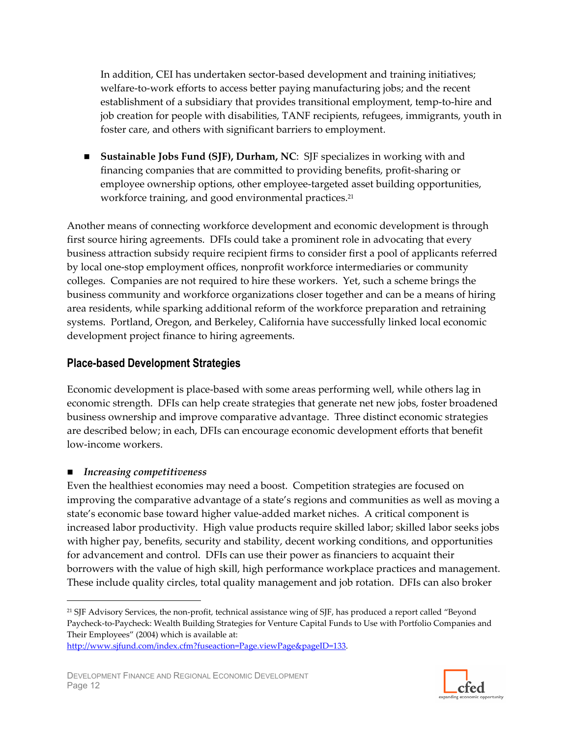In addition, CEI has undertaken sector-based development and training initiatives; welfare-to-work efforts to access better paying manufacturing jobs; and the recent establishment of a subsidiary that provides transitional employment, temp-to-hire and job creation for people with disabilities, TANF recipients, refugees, immigrants, youth in foster care, and others with significant barriers to employment.

- **Sustainable Jobs Fund (SJF), Durham, NC**: SJF specializes in working with and financing companies that are committed to providing benefits, profit-sharing or employee ownership options, other employee-targeted asset building opportunities, workforce training, and good environmental practices.[21]

Another means of connecting workforce development and economic development is through first source hiring agreements. DFIs could take a prominent role in advocating that every business attraction subsidy require recipient firms to consider first a pool of applicants referred by local one-stop employment offices, nonprofit workforce intermediaries or community colleges. Companies are not required to hire these workers. Yet, such a scheme brings the business community and workforce organizations closer together and can be a means of hiring area residents, while sparking additional reform of the workforce preparation and retraining systems. Portland, Oregon, and Berkeley, California have successfully linked local economic development project finance to hiring agreements.

## Place-based Development Strategies

Economic development is place-based with some areas performing well, while others lag in economic strength. DFIs can help create strategies that generate net new jobs, foster broadened business ownership and improve comparative advantage. Three distinct economic strategies are described below; in each, DFIs can encourage economic development efforts that benefit low-income workers.

- ***Increasing competitiveness***

Even the healthiest economies may need a boost. Competition strategies are focused on improving the comparative advantage of a state's regions and communities as well as moving a state's economic base toward higher value-added market niches. A critical component is increased labor productivity. High value products require skilled labor; skilled labor seeks jobs with higher pay, benefits, security and stability, decent working conditions, and opportunities for advancement and control. DFIs can use their power as financiers to acquaint their borrowers with the value of high skill, high performance workplace practices and management. These include quality circles, total quality management and job rotation. DFIs can also broker

---

[21] SJF Advisory Services, the non-profit, technical assistance wing of SJF, has produced a report called "Beyond Paycheck-to-Paycheck: Wealth Building Strategies for Venture Capital Funds to Use with Portfolio Companies and Their Employees" (2004) which is available at: http://www.sjfund.com/index.cfm?fuseaction=Page.viewPage&pageID=133.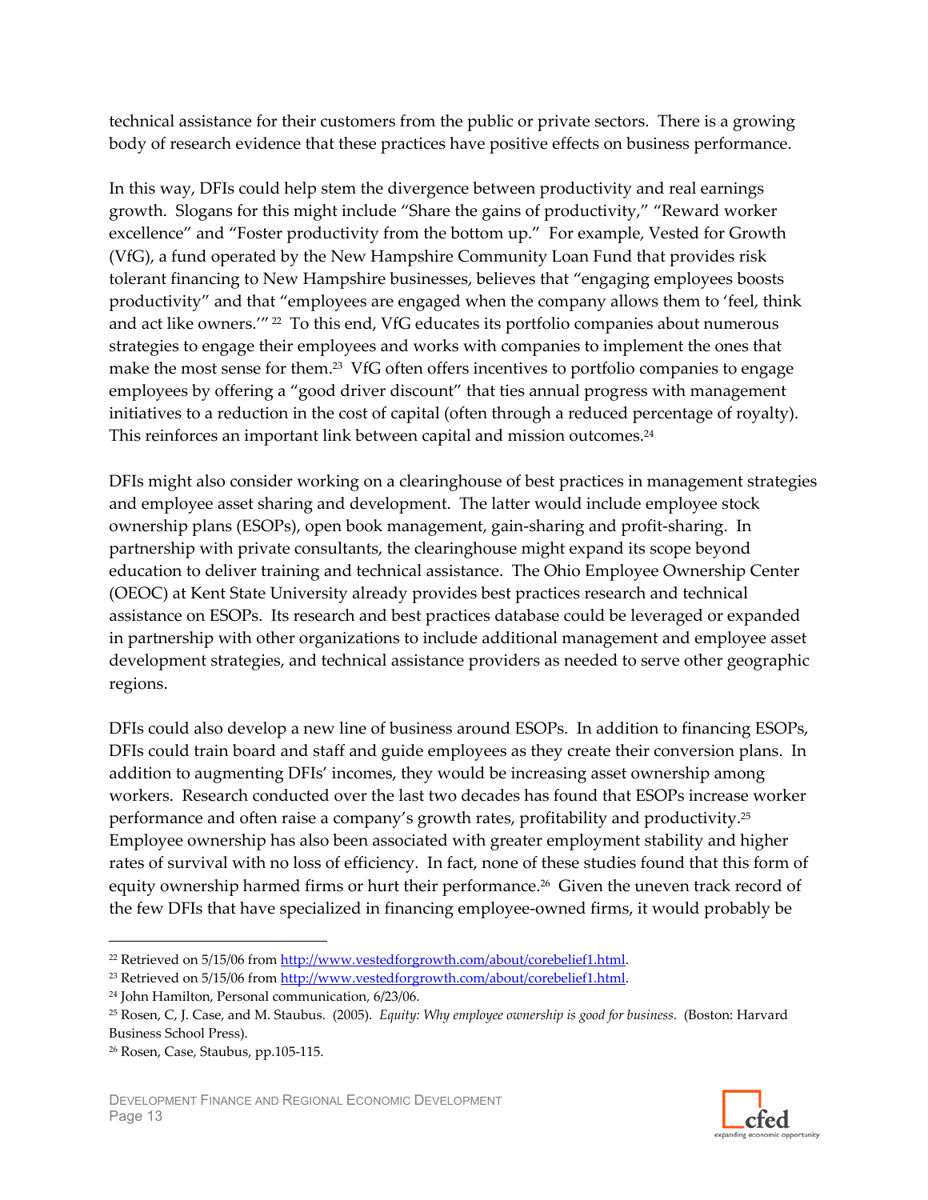technical assistance for their customers from the public or private sectors. There is a growing body of research evidence that these practices have positive effects on business performance.

In this way, DFIs could help stem the divergence between productivity and real earnings growth. Slogans for this might include "Share the gains of productivity," "Reward worker excellence" and "Foster productivity from the bottom up." For example, Vested for Growth (VfG), a fund operated by the New Hampshire Community Loan Fund that provides risk tolerant financing to New Hampshire businesses, believes that "engaging employees boosts productivity" and that "employees are engaged when the company allows them to 'feel, think and act like owners.'"[22] To this end, VfG educates its portfolio companies about numerous strategies to engage their employees and works with companies to implement the ones that make the most sense for them.[23] VfG often offers incentives to portfolio companies to engage employees by offering a "good driver discount" that ties annual progress with management initiatives to a reduction in the cost of capital (often through a reduced percentage of royalty). This reinforces an important link between capital and mission outcomes.[24]

DFIs might also consider working on a clearinghouse of best practices in management strategies and employee asset sharing and development. The latter would include employee stock ownership plans (ESOPs), open book management, gain-sharing and profit-sharing. In partnership with private consultants, the clearinghouse might expand its scope beyond education to deliver training and technical assistance. The Ohio Employee Ownership Center (OEOC) at Kent State University already provides best practices research and technical assistance on ESOPs. Its research and best practices database could be leveraged or expanded in partnership with other organizations to include additional management and employee asset development strategies, and technical assistance providers as needed to serve other geographic regions.

DFIs could also develop a new line of business around ESOPs. In addition to financing ESOPs, DFIs could train board and staff and guide employees as they create their conversion plans. In addition to augmenting DFIs' incomes, they would be increasing asset ownership among workers. Research conducted over the last two decades has found that ESOPs increase worker performance and often raise a company's growth rates, profitability and productivity.[25] Employee ownership has also been associated with greater employment stability and higher rates of survival with no loss of efficiency. In fact, none of these studies found that this form of equity ownership harmed firms or hurt their performance.[26] Given the uneven track record of the few DFIs that have specialized in financing employee-owned firms, it would probably be

---

[22] Retrieved on 5/15/06 from http://www.vestedforgrowth.com/about/corebelief1.html.

[23] Retrieved on 5/15/06 from http://www.vestedforgrowth.com/about/corebelief1.html.

[24] John Hamilton, Personal communication, 6/23/06.

[25] Rosen, C, J. Case, and M. Staubus. (2005). *Equity: Why employee ownership is good for business*. (Boston: Harvard Business School Press).

[26] Rosen, Case, Staubus, pp.105-115.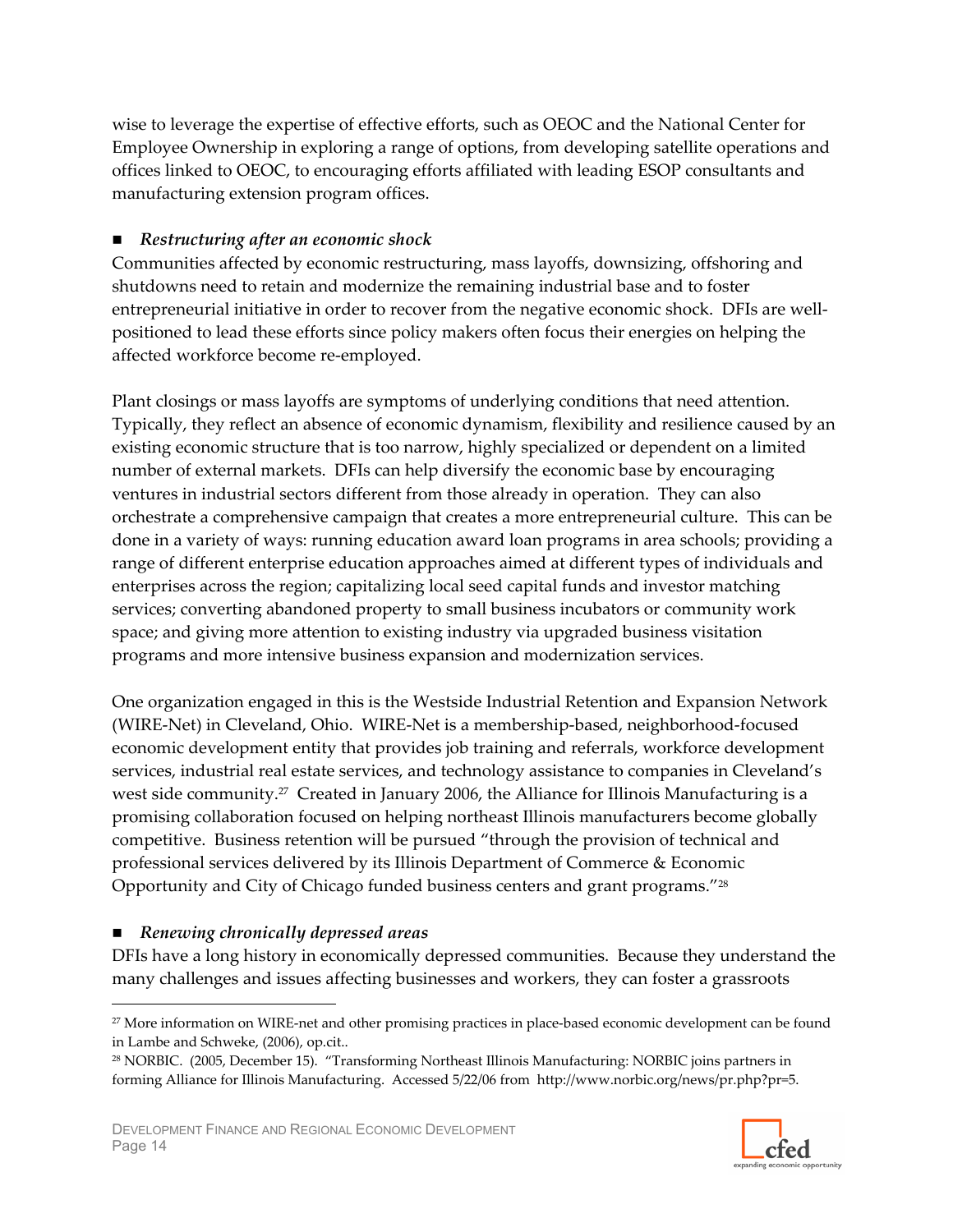wise to leverage the expertise of effective efforts, such as OEOC and the National Center for Employee Ownership in exploring a range of options, from developing satellite operations and offices linked to OEOC, to encouraging efforts affiliated with leading ESOP consultants and manufacturing extension program offices.

- ***Restructuring after an economic shock***

Communities affected by economic restructuring, mass layoffs, downsizing, offshoring and shutdowns need to retain and modernize the remaining industrial base and to foster entrepreneurial initiative in order to recover from the negative economic shock. DFIs are well-positioned to lead these efforts since policy makers often focus their energies on helping the affected workforce become re-employed.

Plant closings or mass layoffs are symptoms of underlying conditions that need attention. Typically, they reflect an absence of economic dynamism, flexibility and resilience caused by an existing economic structure that is too narrow, highly specialized or dependent on a limited number of external markets. DFIs can help diversify the economic base by encouraging ventures in industrial sectors different from those already in operation. They can also orchestrate a comprehensive campaign that creates a more entrepreneurial culture. This can be done in a variety of ways: running education award loan programs in area schools; providing a range of different enterprise education approaches aimed at different types of individuals and enterprises across the region; capitalizing local seed capital funds and investor matching services; converting abandoned property to small business incubators or community work space; and giving more attention to existing industry via upgraded business visitation programs and more intensive business expansion and modernization services.

One organization engaged in this is the Westside Industrial Retention and Expansion Network (WIRE-Net) in Cleveland, Ohio. WIRE-Net is a membership-based, neighborhood-focused economic development entity that provides job training and referrals, workforce development services, industrial real estate services, and technology assistance to companies in Cleveland's west side community.[27] Created in January 2006, the Alliance for Illinois Manufacturing is a promising collaboration focused on helping northeast Illinois manufacturers become globally competitive. Business retention will be pursued "through the provision of technical and professional services delivered by its Illinois Department of Commerce & Economic Opportunity and City of Chicago funded business centers and grant programs."[28]

- ***Renewing chronically depressed areas***

DFIs have a long history in economically depressed communities. Because they understand the many challenges and issues affecting businesses and workers, they can foster a grassroots

---

[27] More information on WIRE-net and other promising practices in place-based economic development can be found in Lambe and Schweke, (2006), op.cit..

[28] NORBIC. (2005, December 15). "Transforming Northeast Illinois Manufacturing: NORBIC joins partners in forming Alliance for Illinois Manufacturing. Accessed 5/22/06 from http://www.norbic.org/news/pr.php?pr=5.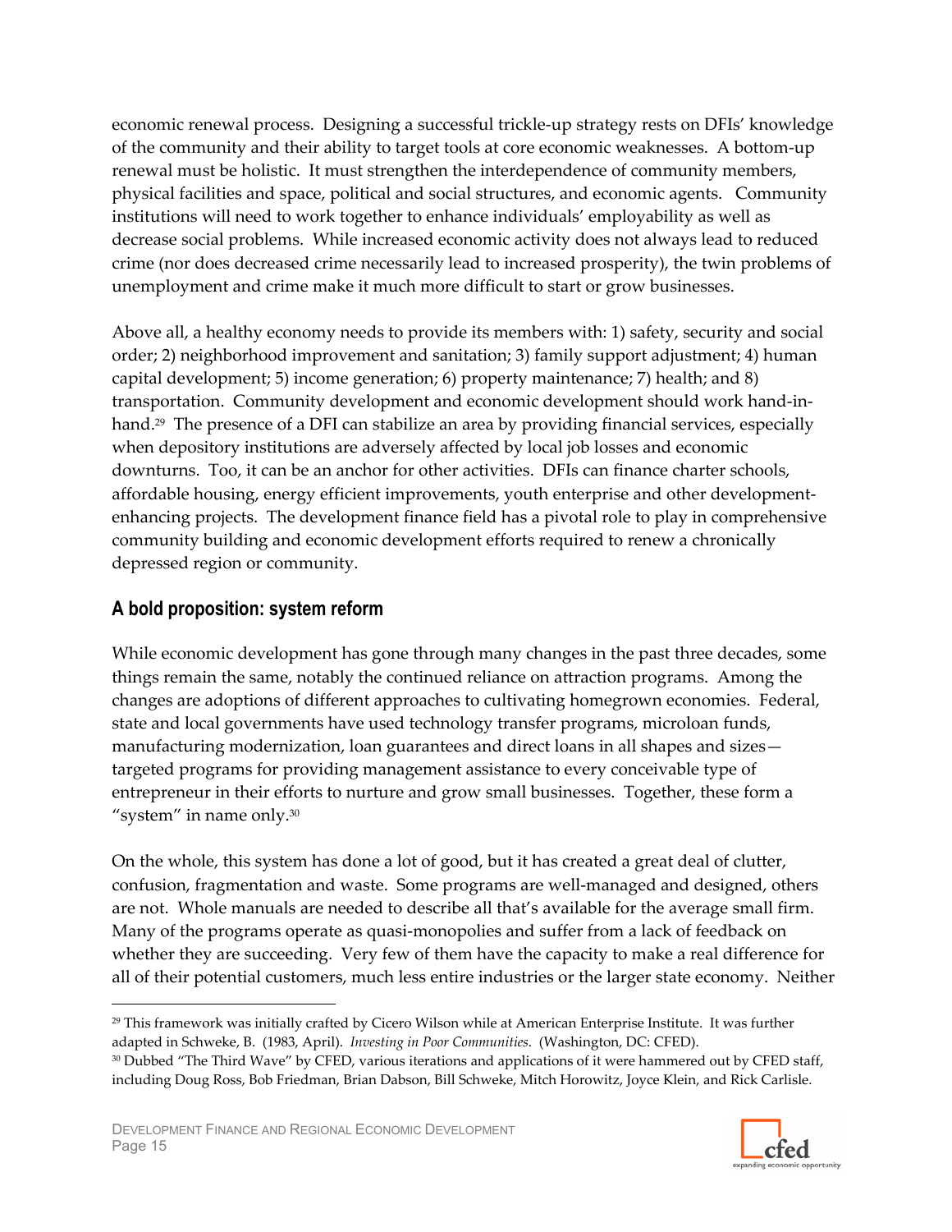economic renewal process. Designing a successful trickle-up strategy rests on DFIs' knowledge of the community and their ability to target tools at core economic weaknesses. A bottom-up renewal must be holistic. It must strengthen the interdependence of community members, physical facilities and space, political and social structures, and economic agents. Community institutions will need to work together to enhance individuals' employability as well as decrease social problems. While increased economic activity does not always lead to reduced crime (nor does decreased crime necessarily lead to increased prosperity), the twin problems of unemployment and crime make it much more difficult to start or grow businesses.

Above all, a healthy economy needs to provide its members with: 1) safety, security and social order; 2) neighborhood improvement and sanitation; 3) family support adjustment; 4) human capital development; 5) income generation; 6) property maintenance; 7) health; and 8) transportation. Community development and economic development should work hand-in-hand.[29] The presence of a DFI can stabilize an area by providing financial services, especially when depository institutions are adversely affected by local job losses and economic downturns. Too, it can be an anchor for other activities. DFIs can finance charter schools, affordable housing, energy efficient improvements, youth enterprise and other development-enhancing projects. The development finance field has a pivotal role to play in comprehensive community building and economic development efforts required to renew a chronically depressed region or community.

## A bold proposition: system reform

While economic development has gone through many changes in the past three decades, some things remain the same, notably the continued reliance on attraction programs. Among the changes are adoptions of different approaches to cultivating homegrown economies. Federal, state and local governments have used technology transfer programs, microloan funds, manufacturing modernization, loan guarantees and direct loans in all shapes and sizes—targeted programs for providing management assistance to every conceivable type of entrepreneur in their efforts to nurture and grow small businesses. Together, these form a "system" in name only.[30]

On the whole, this system has done a lot of good, but it has created a great deal of clutter, confusion, fragmentation and waste. Some programs are well-managed and designed, others are not. Whole manuals are needed to describe all that's available for the average small firm. Many of the programs operate as quasi-monopolies and suffer from a lack of feedback on whether they are succeeding. Very few of them have the capacity to make a real difference for all of their potential customers, much less entire industries or the larger state economy. Neither

---

[29] This framework was initially crafted by Cicero Wilson while at American Enterprise Institute. It was further adapted in Schweke, B. (1983, April). *Investing in Poor Communities*. (Washington, DC: CFED).

[30] Dubbed "The Third Wave" by CFED, various iterations and applications of it were hammered out by CFED staff, including Doug Ross, Bob Friedman, Brian Dabson, Bill Schweke, Mitch Horowitz, Joyce Klein, and Rick Carlisle.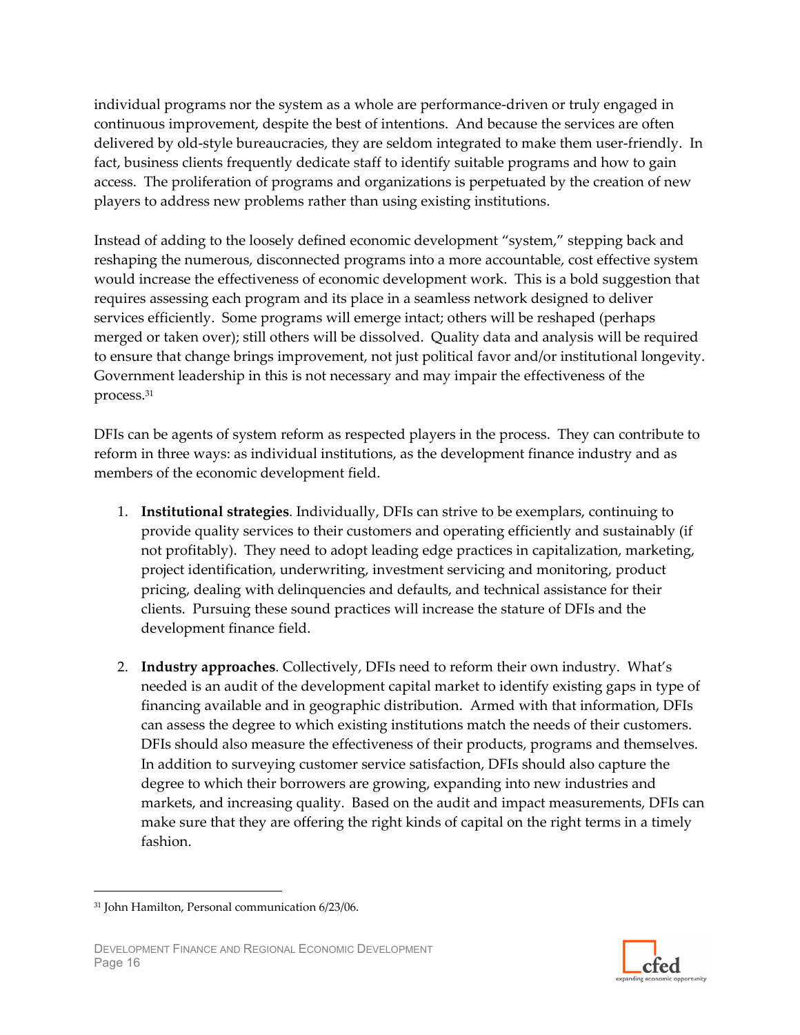individual programs nor the system as a whole are performance-driven or truly engaged in continuous improvement, despite the best of intentions. And because the services are often delivered by old-style bureaucracies, they are seldom integrated to make them user-friendly. In fact, business clients frequently dedicate staff to identify suitable programs and how to gain access. The proliferation of programs and organizations is perpetuated by the creation of new players to address new problems rather than using existing institutions.

Instead of adding to the loosely defined economic development "system," stepping back and reshaping the numerous, disconnected programs into a more accountable, cost effective system would increase the effectiveness of economic development work. This is a bold suggestion that requires assessing each program and its place in a seamless network designed to deliver services efficiently. Some programs will emerge intact; others will be reshaped (perhaps merged or taken over); still others will be dissolved. Quality data and analysis will be required to ensure that change brings improvement, not just political favor and/or institutional longevity. Government leadership in this is not necessary and may impair the effectiveness of the process.[31]

DFIs can be agents of system reform as respected players in the process. They can contribute to reform in three ways: as individual institutions, as the development finance industry and as members of the economic development field.

1. **Institutional strategies**. Individually, DFIs can strive to be exemplars, continuing to provide quality services to their customers and operating efficiently and sustainably (if not profitably). They need to adopt leading edge practices in capitalization, marketing, project identification, underwriting, investment servicing and monitoring, product pricing, dealing with delinquencies and defaults, and technical assistance for their clients. Pursuing these sound practices will increase the stature of DFIs and the development finance field.

2. **Industry approaches**. Collectively, DFIs need to reform their own industry. What's needed is an audit of the development capital market to identify existing gaps in type of financing available and in geographic distribution. Armed with that information, DFIs can assess the degree to which existing institutions match the needs of their customers. DFIs should also measure the effectiveness of their products, programs and themselves. In addition to surveying customer service satisfaction, DFIs should also capture the degree to which their borrowers are growing, expanding into new industries and markets, and increasing quality. Based on the audit and impact measurements, DFIs can make sure that they are offering the right kinds of capital on the right terms in a timely fashion.

---

[31] John Hamilton, Personal communication 6/23/06.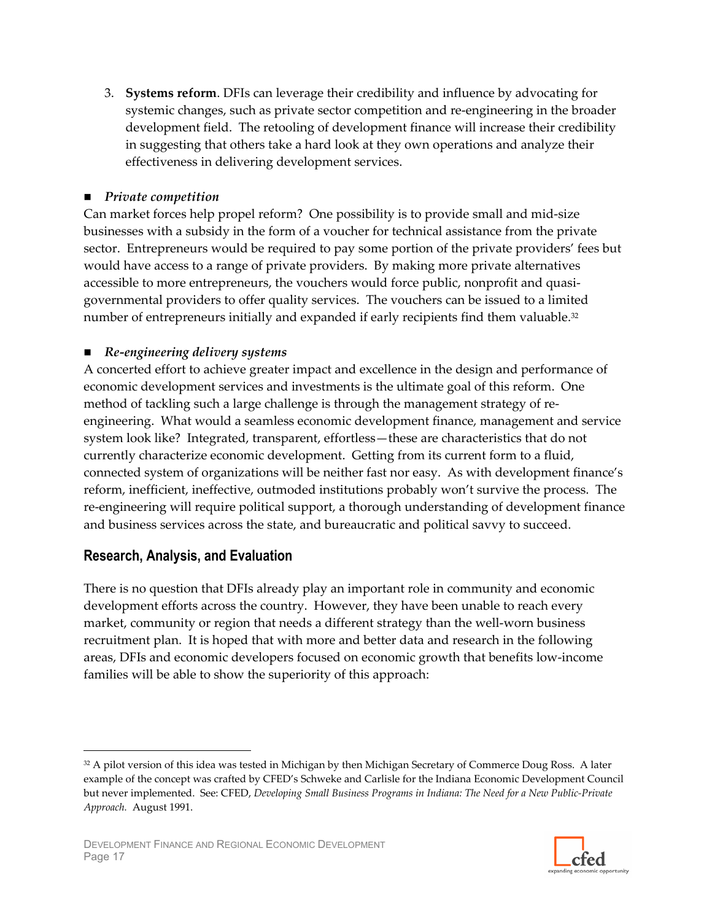3. **Systems reform**. DFIs can leverage their credibility and influence by advocating for systemic changes, such as private sector competition and re-engineering in the broader development field. The retooling of development finance will increase their credibility in suggesting that others take a hard look at they own operations and analyze their effectiveness in delivering development services.

- ***Private competition***

Can market forces help propel reform? One possibility is to provide small and mid-size businesses with a subsidy in the form of a voucher for technical assistance from the private sector. Entrepreneurs would be required to pay some portion of the private providers' fees but would have access to a range of private providers. By making more private alternatives accessible to more entrepreneurs, the vouchers would force public, nonprofit and quasi-governmental providers to offer quality services. The vouchers can be issued to a limited number of entrepreneurs initially and expanded if early recipients find them valuable.[32]

- ***Re-engineering delivery systems***

A concerted effort to achieve greater impact and excellence in the design and performance of economic development services and investments is the ultimate goal of this reform. One method of tackling such a large challenge is through the management strategy of re-engineering. What would a seamless economic development finance, management and service system look like? Integrated, transparent, effortless—these are characteristics that do not currently characterize economic development. Getting from its current form to a fluid, connected system of organizations will be neither fast nor easy. As with development finance's reform, inefficient, ineffective, outmoded institutions probably won't survive the process. The re-engineering will require political support, a thorough understanding of development finance and business services across the state, and bureaucratic and political savvy to succeed.

## Research, Analysis, and Evaluation

There is no question that DFIs already play an important role in community and economic development efforts across the country. However, they have been unable to reach every market, community or region that needs a different strategy than the well-worn business recruitment plan. It is hoped that with more and better data and research in the following areas, DFIs and economic developers focused on economic growth that benefits low-income families will be able to show the superiority of this approach:

---

[32] A pilot version of this idea was tested in Michigan by then Michigan Secretary of Commerce Doug Ross. A later example of the concept was crafted by CFED's Schweke and Carlisle for the Indiana Economic Development Council but never implemented. See: CFED, *Developing Small Business Programs in Indiana: The Need for a New Public-Private Approach.* August 1991.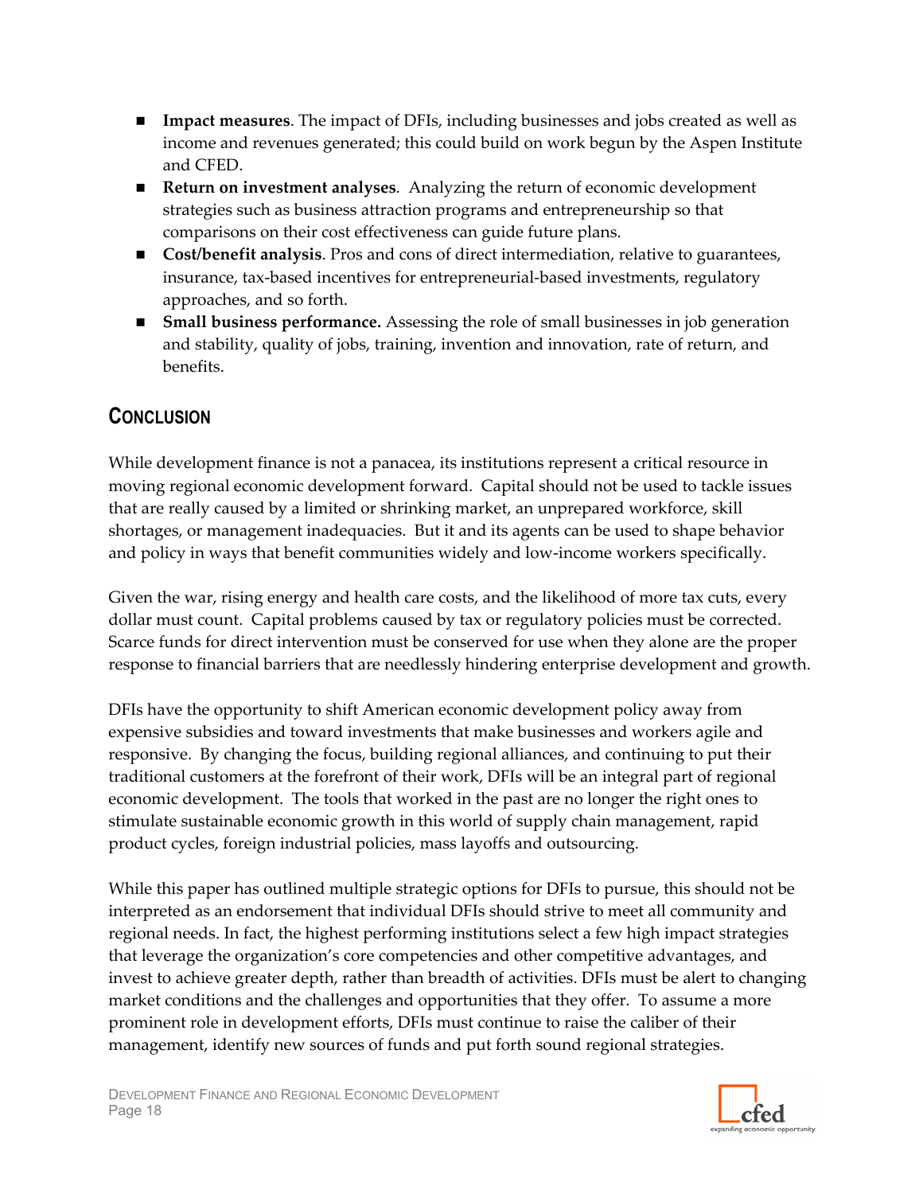- **Impact measures**. The impact of DFIs, including businesses and jobs created as well as income and revenues generated; this could build on work begun by the Aspen Institute and CFED.
- **Return on investment analyses**. Analyzing the return of economic development strategies such as business attraction programs and entrepreneurship so that comparisons on their cost effectiveness can guide future plans.
- **Cost/benefit analysis**. Pros and cons of direct intermediation, relative to guarantees, insurance, tax-based incentives for entrepreneurial-based investments, regulatory approaches, and so forth.
- **Small business performance.** Assessing the role of small businesses in job generation and stability, quality of jobs, training, invention and innovation, rate of return, and benefits.

## CONCLUSION

While development finance is not a panacea, its institutions represent a critical resource in moving regional economic development forward. Capital should not be used to tackle issues that are really caused by a limited or shrinking market, an unprepared workforce, skill shortages, or management inadequacies. But it and its agents can be used to shape behavior and policy in ways that benefit communities widely and low-income workers specifically.

Given the war, rising energy and health care costs, and the likelihood of more tax cuts, every dollar must count. Capital problems caused by tax or regulatory policies must be corrected. Scarce funds for direct intervention must be conserved for use when they alone are the proper response to financial barriers that are needlessly hindering enterprise development and growth.

DFIs have the opportunity to shift American economic development policy away from expensive subsidies and toward investments that make businesses and workers agile and responsive. By changing the focus, building regional alliances, and continuing to put their traditional customers at the forefront of their work, DFIs will be an integral part of regional economic development. The tools that worked in the past are no longer the right ones to stimulate sustainable economic growth in this world of supply chain management, rapid product cycles, foreign industrial policies, mass layoffs and outsourcing.

While this paper has outlined multiple strategic options for DFIs to pursue, this should not be interpreted as an endorsement that individual DFIs should strive to meet all community and regional needs. In fact, the highest performing institutions select a few high impact strategies that leverage the organization's core competencies and other competitive advantages, and invest to achieve greater depth, rather than breadth of activities. DFIs must be alert to changing market conditions and the challenges and opportunities that they offer. To assume a more prominent role in development efforts, DFIs must continue to raise the caliber of their management, identify new sources of funds and put forth sound regional strategies.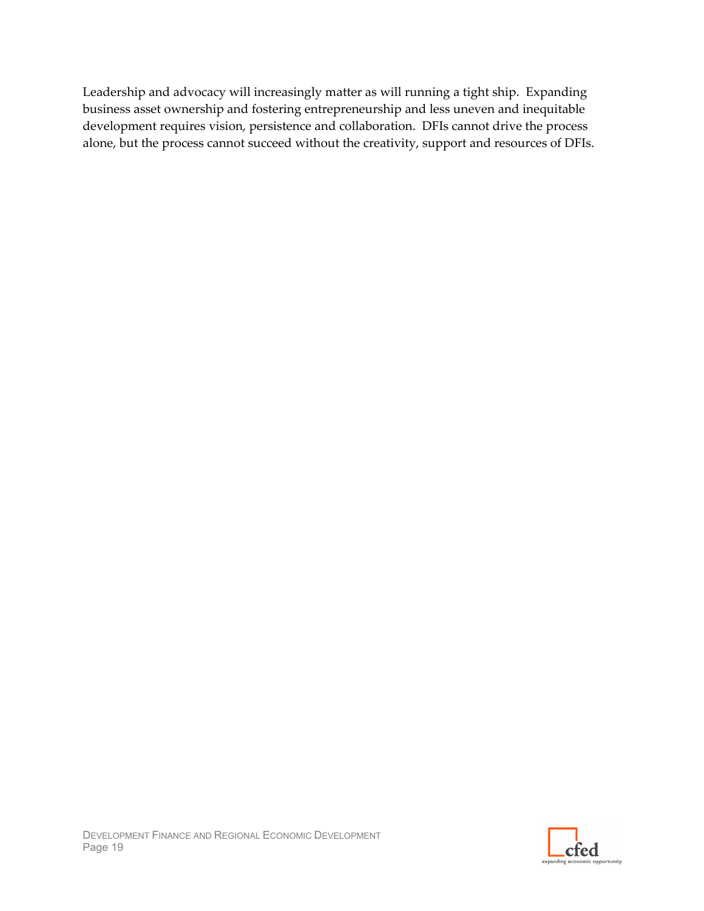Leadership and advocacy will increasingly matter as will running a tight ship. Expanding business asset ownership and fostering entrepreneurship and less uneven and inequitable development requires vision, persistence and collaboration. DFIs cannot drive the process alone, but the process cannot succeed without the creativity, support and resources of DFIs.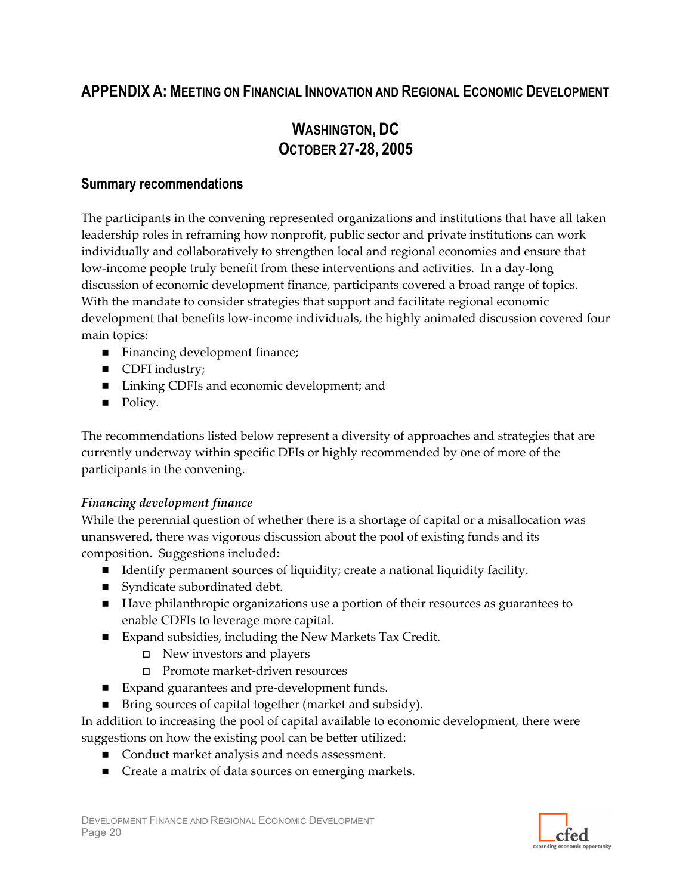## APPENDIX A: MEETING ON FINANCIAL INNOVATION AND REGIONAL ECONOMIC DEVELOPMENT

## WASHINGTON, DC
## OCTOBER 27-28, 2005

### Summary recommendations

The participants in the convening represented organizations and institutions that have all taken leadership roles in reframing how nonprofit, public sector and private institutions can work individually and collaboratively to strengthen local and regional economies and ensure that low-income people truly benefit from these interventions and activities. In a day-long discussion of economic development finance, participants covered a broad range of topics. With the mandate to consider strategies that support and facilitate regional economic development that benefits low-income individuals, the highly animated discussion covered four main topics:

- Financing development finance;
- CDFI industry;
- Linking CDFIs and economic development; and
- Policy.

The recommendations listed below represent a diversity of approaches and strategies that are currently underway within specific DFIs or highly recommended by one of more of the participants in the convening.

*Financing development finance*

While the perennial question of whether there is a shortage of capital or a misallocation was unanswered, there was vigorous discussion about the pool of existing funds and its composition. Suggestions included:

- Identify permanent sources of liquidity; create a national liquidity facility.
- Syndicate subordinated debt.
- Have philanthropic organizations use a portion of their resources as guarantees to enable CDFIs to leverage more capital.
- Expand subsidies, including the New Markets Tax Credit.
  - New investors and players
  - Promote market-driven resources
- Expand guarantees and pre-development funds.
- Bring sources of capital together (market and subsidy).

In addition to increasing the pool of capital available to economic development, there were suggestions on how the existing pool can be better utilized:

- Conduct market analysis and needs assessment.
- Create a matrix of data sources on emerging markets.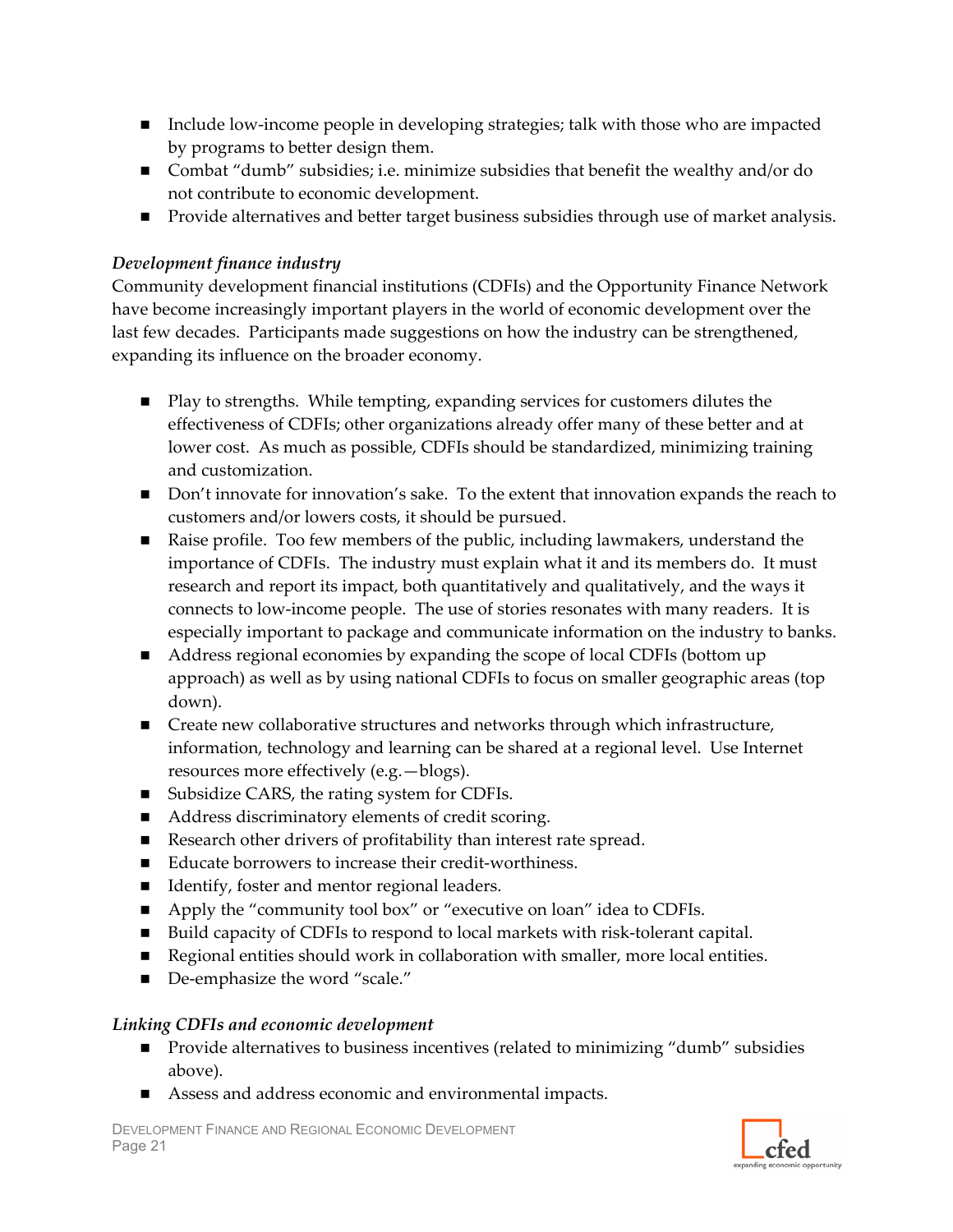- Include low-income people in developing strategies; talk with those who are impacted by programs to better design them.
- Combat "dumb" subsidies; i.e. minimize subsidies that benefit the wealthy and/or do not contribute to economic development.
- Provide alternatives and better target business subsidies through use of market analysis.

*Development finance industry*

Community development financial institutions (CDFIs) and the Opportunity Finance Network have become increasingly important players in the world of economic development over the last few decades. Participants made suggestions on how the industry can be strengthened, expanding its influence on the broader economy.

- Play to strengths. While tempting, expanding services for customers dilutes the effectiveness of CDFIs; other organizations already offer many of these better and at lower cost. As much as possible, CDFIs should be standardized, minimizing training and customization.
- Don't innovate for innovation's sake. To the extent that innovation expands the reach to customers and/or lowers costs, it should be pursued.
- Raise profile. Too few members of the public, including lawmakers, understand the importance of CDFIs. The industry must explain what it and its members do. It must research and report its impact, both quantitatively and qualitatively, and the ways it connects to low-income people. The use of stories resonates with many readers. It is especially important to package and communicate information on the industry to banks.
- Address regional economies by expanding the scope of local CDFIs (bottom up approach) as well as by using national CDFIs to focus on smaller geographic areas (top down).
- Create new collaborative structures and networks through which infrastructure, information, technology and learning can be shared at a regional level. Use Internet resources more effectively (e.g.—blogs).
- Subsidize CARS, the rating system for CDFIs.
- Address discriminatory elements of credit scoring.
- Research other drivers of profitability than interest rate spread.
- Educate borrowers to increase their credit-worthiness.
- Identify, foster and mentor regional leaders.
- Apply the "community tool box" or "executive on loan" idea to CDFIs.
- Build capacity of CDFIs to respond to local markets with risk-tolerant capital.
- Regional entities should work in collaboration with smaller, more local entities.
- De-emphasize the word "scale."

*Linking CDFIs and economic development*

- Provide alternatives to business incentives (related to minimizing "dumb" subsidies above).
- Assess and address economic and environmental impacts.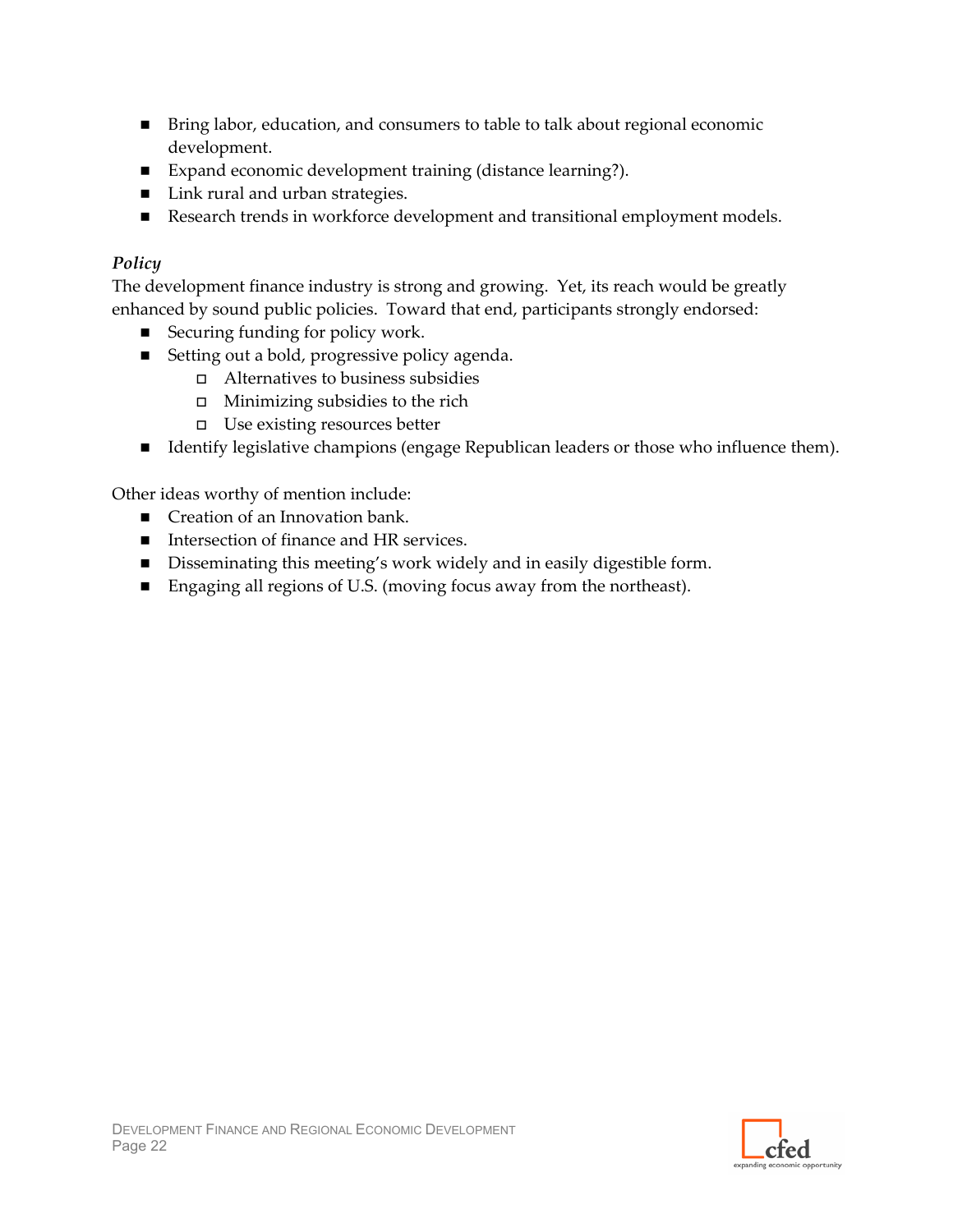- Bring labor, education, and consumers to table to talk about regional economic development.
- Expand economic development training (distance learning?).
- Link rural and urban strategies.
- Research trends in workforce development and transitional employment models.

*Policy*

The development finance industry is strong and growing. Yet, its reach would be greatly enhanced by sound public policies. Toward that end, participants strongly endorsed:

- Securing funding for policy work.
- Setting out a bold, progressive policy agenda.
  - Alternatives to business subsidies
  - Minimizing subsidies to the rich
  - Use existing resources better
- Identify legislative champions (engage Republican leaders or those who influence them).

Other ideas worthy of mention include:

- Creation of an Innovation bank.
- Intersection of finance and HR services.
- Disseminating this meeting's work widely and in easily digestible form.
- Engaging all regions of U.S. (moving focus away from the northeast).